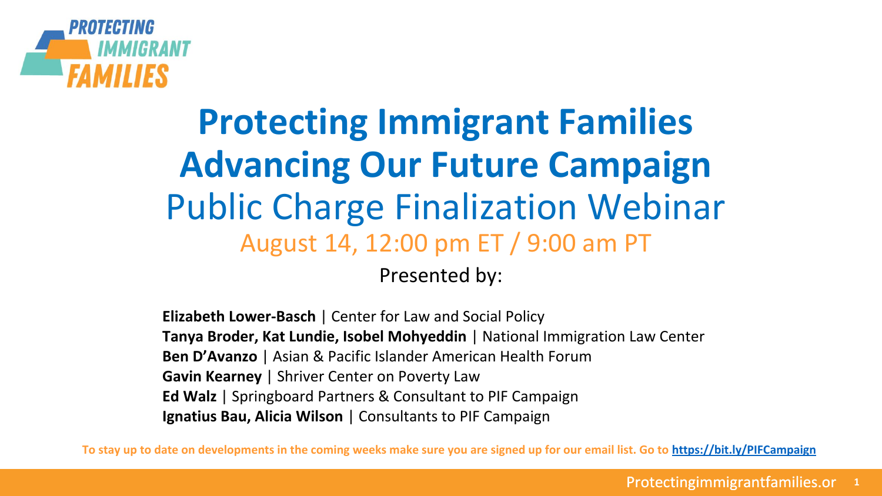PROTECTING IMMIGRANT FAMILIES

# Protecting Immigrant Families Advancing Our Future Campaign

## Public Charge Finalization Webinar

August 14, 12:00 pm ET / 9:00 am PT

Presented by:

**Elizabeth Lower-Basch** | Center for Law and Social Policy
**Tanya Broder, Kat Lundie, Isobel Mohyeddin** | National Immigration Law Center
**Ben D'Avanzo** | Asian & Pacific Islander American Health Forum
**Gavin Kearney** | Shriver Center on Poverty Law
**Ed Walz** | Springboard Partners & Consultant to PIF Campaign
**Ignatius Bau, Alicia Wilson** | Consultants to PIF Campaign

**To stay up to date on developments in the coming weeks make sure you are signed up for our email list. Go to https://bit.ly/PIFCampaign**

Protectingimmigrantfamilies.or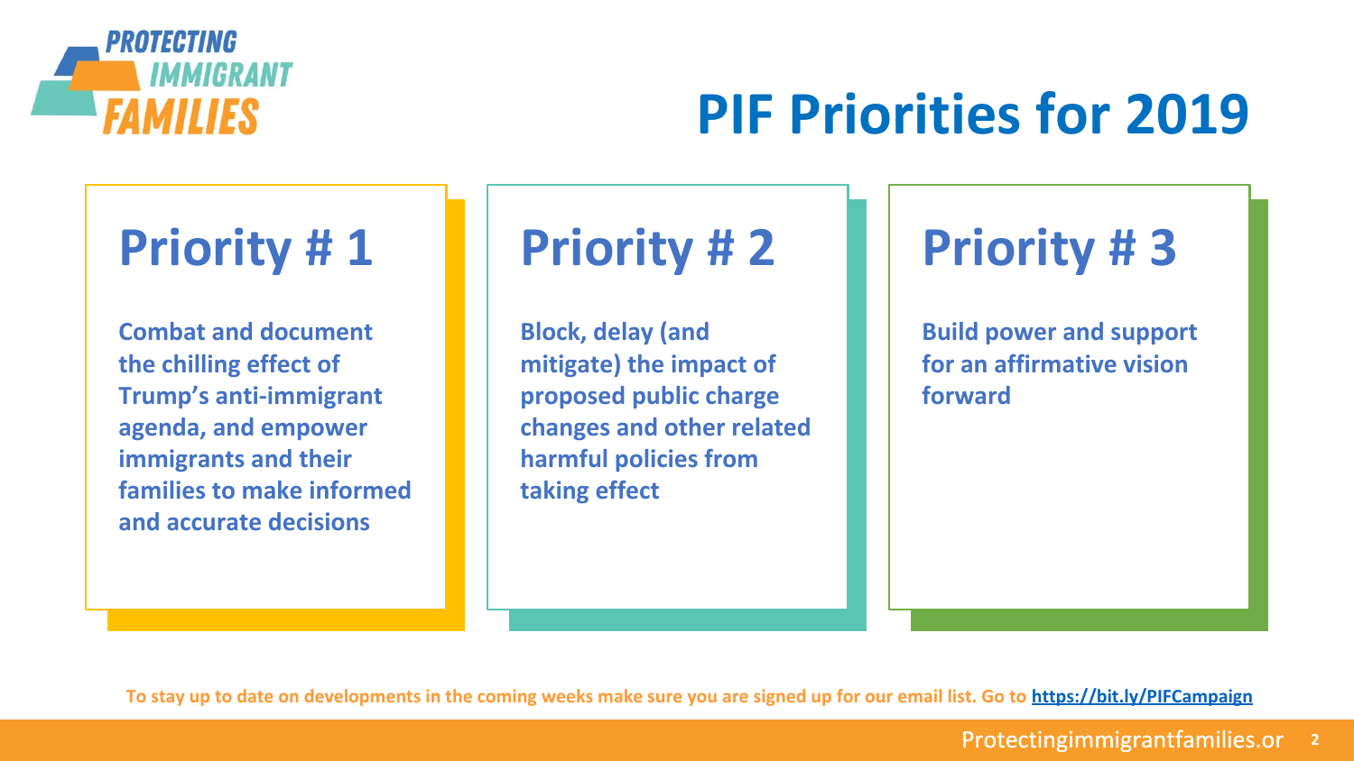PROTECTING IMMIGRANT FAMILIES

# PIF Priorities for 2019

## Priority # 1

**Combat and document the chilling effect of Trump's anti-immigrant agenda, and empower immigrants and their families to make informed and accurate decisions**

## Priority # 2

**Block, delay (and mitigate) the impact of proposed public charge changes and other related harmful policies from taking effect**

## Priority # 3

**Build power and support for an affirmative vision forward**

**To stay up to date on developments in the coming weeks make sure you are signed up for our email list. Go to https://bit.ly/PIFCampaign**

Protectingimmigrantfamilies.or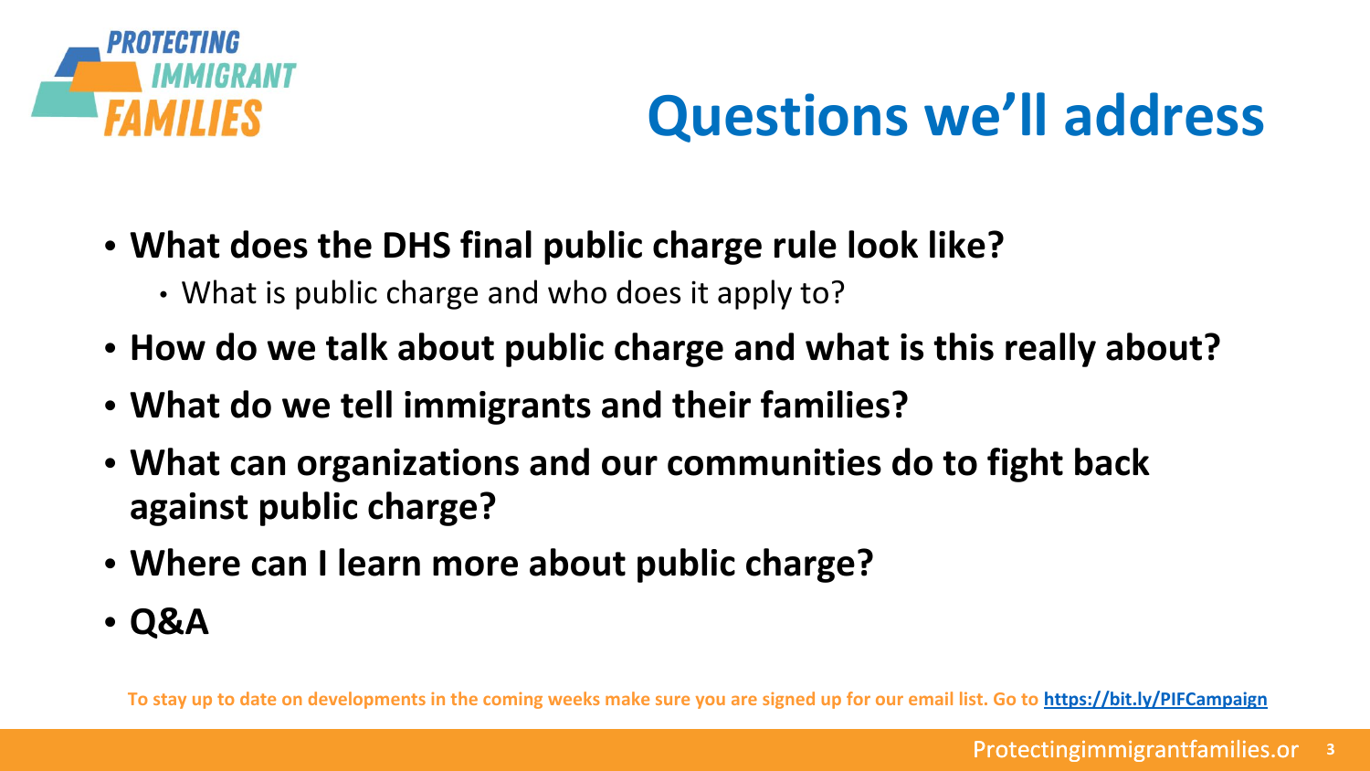# Questions we'll address

- **What does the DHS final public charge rule look like?**
  - What is public charge and who does it apply to?
- **How do we talk about public charge and what is this really about?**
- **What do we tell immigrants and their families?**
- **What can organizations and our communities do to fight back against public charge?**
- **Where can I learn more about public charge?**
- **Q&A**

**To stay up to date on developments in the coming weeks make sure you are signed up for our email list. Go to https://bit.ly/PIFCampaign**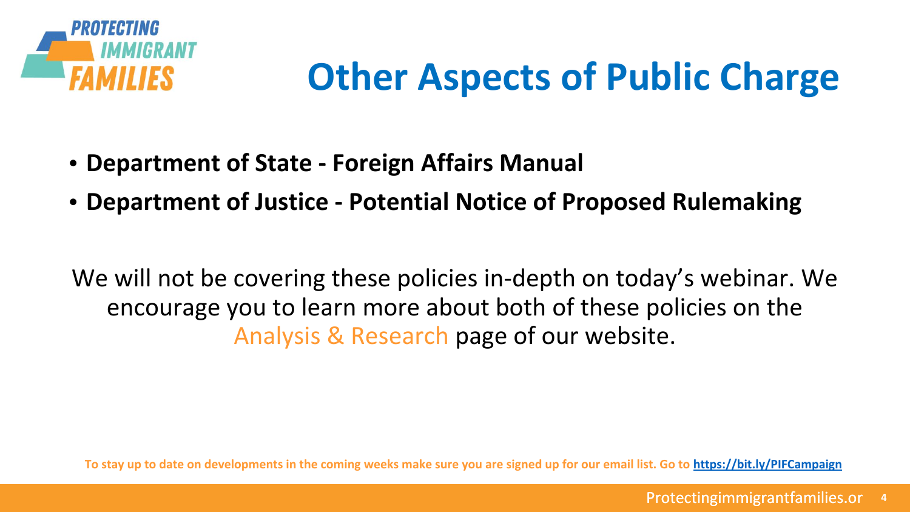# Other Aspects of Public Charge

- **Department of State - Foreign Affairs Manual**
- **Department of Justice - Potential Notice of Proposed Rulemaking**

We will not be covering these policies in-depth on today's webinar. We encourage you to learn more about both of these policies on the Analysis & Research page of our website.

**To stay up to date on developments in the coming weeks make sure you are signed up for our email list. Go to https://bit.ly/PIFCampaign**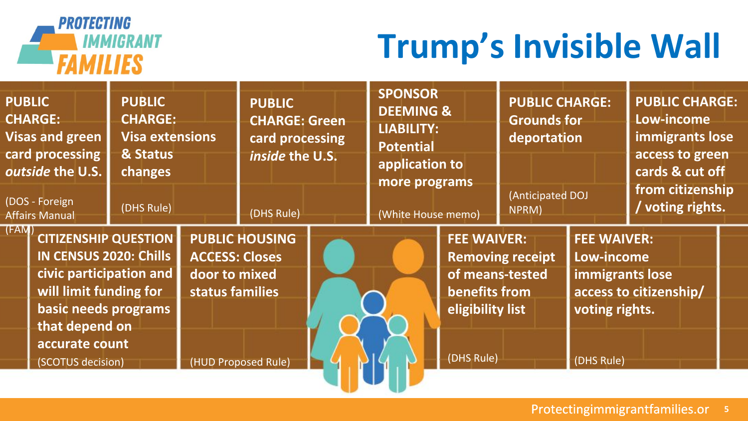# Trump's Invisible Wall

**PUBLIC CHARGE: Visas and green card processing *outside* the U.S.**

(DOS - Foreign Affairs Manual (FAM))

**PUBLIC CHARGE: Visa extensions & Status changes**

(DHS Rule)

**PUBLIC CHARGE: Green card processing *inside* the U.S.**

(DHS Rule)

**SPONSOR DEEMING & LIABILITY: Potential application to more programs**

(White House memo)

**PUBLIC CHARGE: Grounds for deportation**

(Anticipated DOJ NPRM)

**PUBLIC CHARGE: Low-income immigrants lose access to green cards & cut off from citizenship / voting rights.**

**CITIZENSHIP QUESTION IN CENSUS 2020: Chills civic participation and will limit funding for basic needs programs that depend on accurate count**

(SCOTUS decision)

**PUBLIC HOUSING ACCESS: Closes door to mixed status families**

(HUD Proposed Rule)

**FEE WAIVER: Removing receipt of means-tested benefits from eligibility list**

(DHS Rule)

**FEE WAIVER: Low-income immigrants lose access to citizenship/ voting rights.**

(DHS Rule)

Protectingimmigrantfamilies.or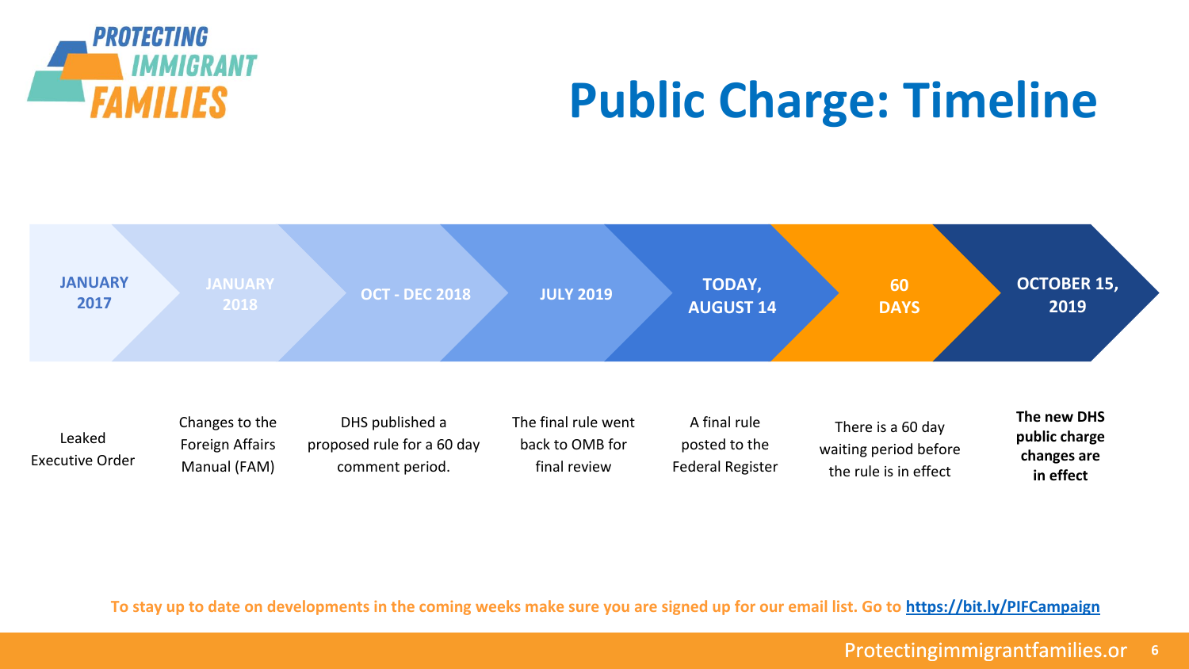# Public Charge: Timeline

| JANUARY 2017 | JANUARY 2018 | OCT - DEC 2018 | JULY 2019 | TODAY, AUGUST 14 | 60 DAYS | OCTOBER 15, 2019 |
| --- | --- | --- | --- | --- | --- | --- |
| Leaked Executive Order | Changes to the Foreign Affairs Manual (FAM) | DHS published a proposed rule for a 60 day comment period. | The final rule went back to OMB for final review | A final rule posted to the Federal Register | There is a 60 day waiting period before the rule is in effect | **The new DHS public charge changes are in effect** |

**To stay up to date on developments in the coming weeks make sure you are signed up for our email list. Go to https://bit.ly/PIFCampaign**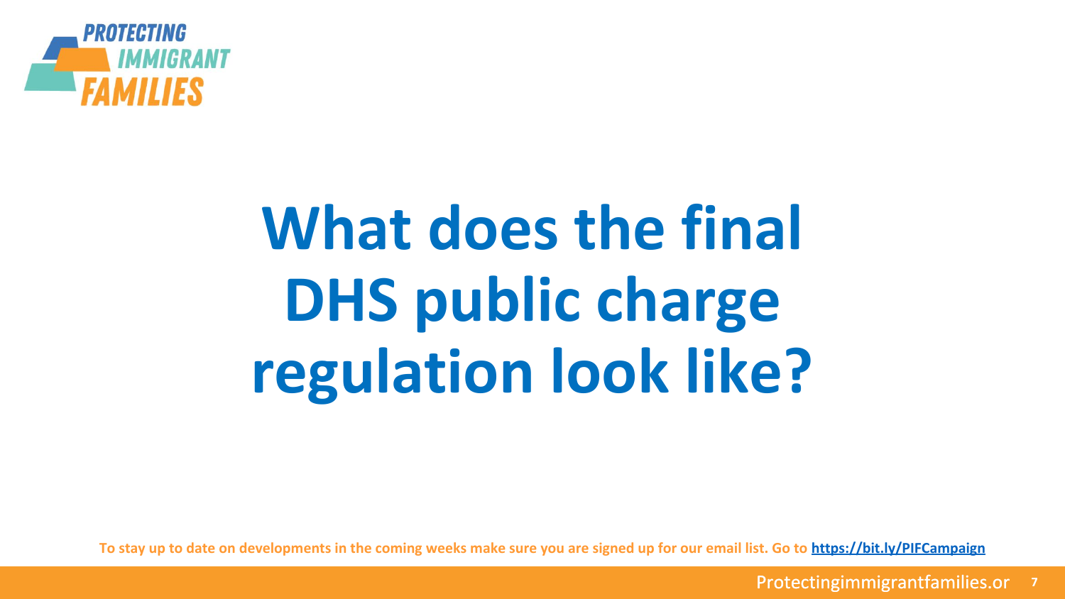# What does the final DHS public charge regulation look like?

**To stay up to date on developments in the coming weeks make sure you are signed up for our email list. Go to [https://bit.ly/PIFCampaign](https://bit.ly/PIFCampaign)**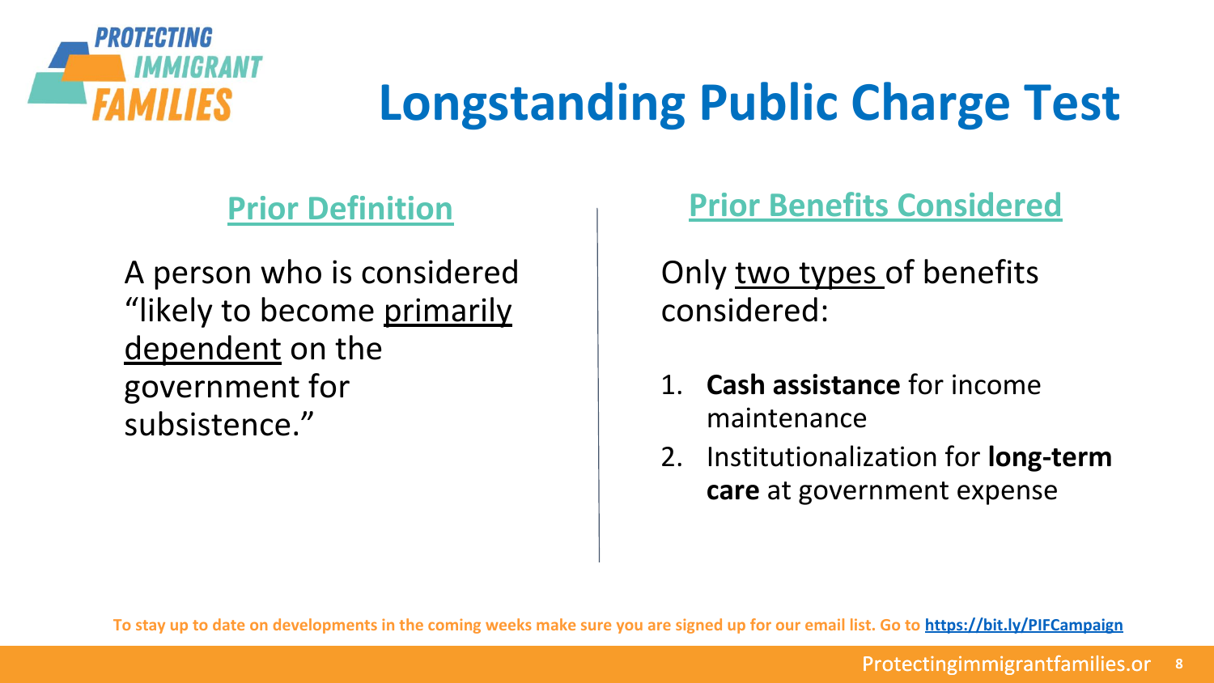# Longstanding Public Charge Test

## Prior Definition

A person who is considered "likely to become primarily dependent on the government for subsistence."

## Prior Benefits Considered

Only two types of benefits considered:

1. **Cash assistance** for income maintenance
2. Institutionalization for **long-term care** at government expense

**To stay up to date on developments in the coming weeks make sure you are signed up for our email list. Go to https://bit.ly/PIFCampaign**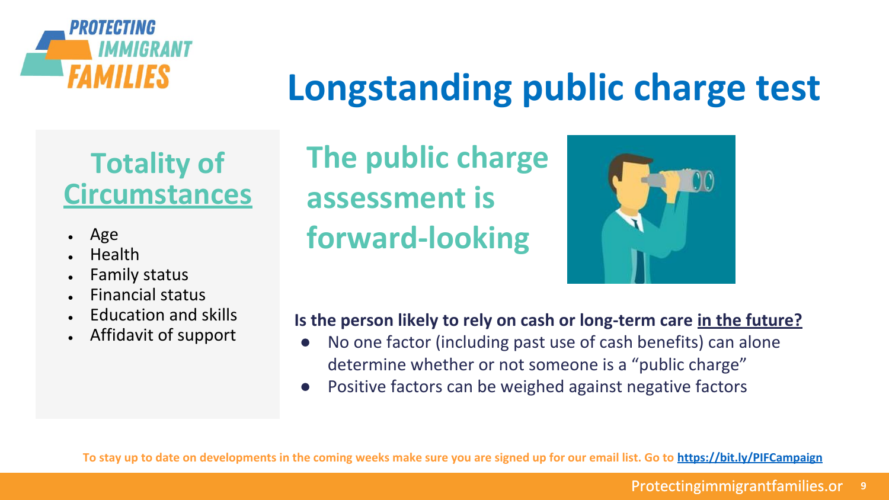# Longstanding public charge test

## Totality of Circumstances

- Age
- Health
- Family status
- Financial status
- Education and skills
- Affidavit of support

## The public charge assessment is forward-looking

**Is the person likely to rely on cash or long-term care in the future?**

- No one factor (including past use of cash benefits) can alone determine whether or not someone is a "public charge"
- Positive factors can be weighed against negative factors

**To stay up to date on developments in the coming weeks make sure you are signed up for our email list. Go to https://bit.ly/PIFCampaign**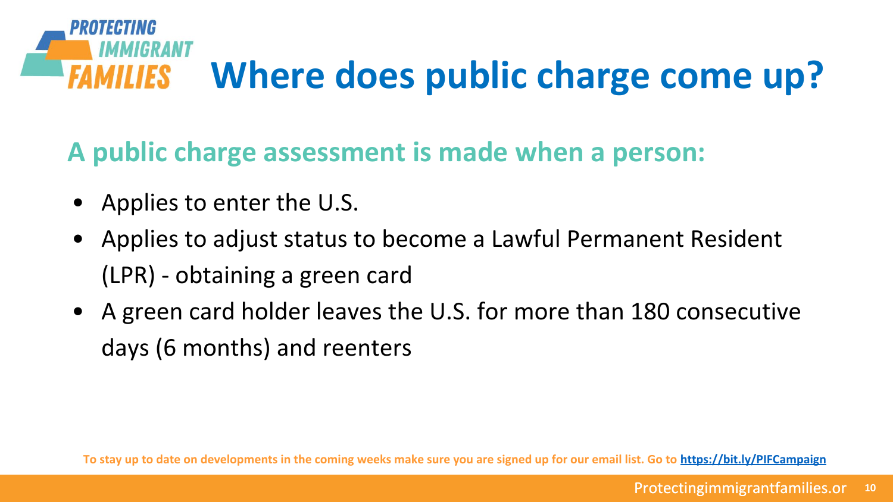# Where does public charge come up?

## A public charge assessment is made when a person:

- Applies to enter the U.S.
- Applies to adjust status to become a Lawful Permanent Resident (LPR) - obtaining a green card
- A green card holder leaves the U.S. for more than 180 consecutive days (6 months) and reenters

**To stay up to date on developments in the coming weeks make sure you are signed up for our email list. Go to [https://bit.ly/PIFCampaign](https://bit.ly/PIFCampaign)**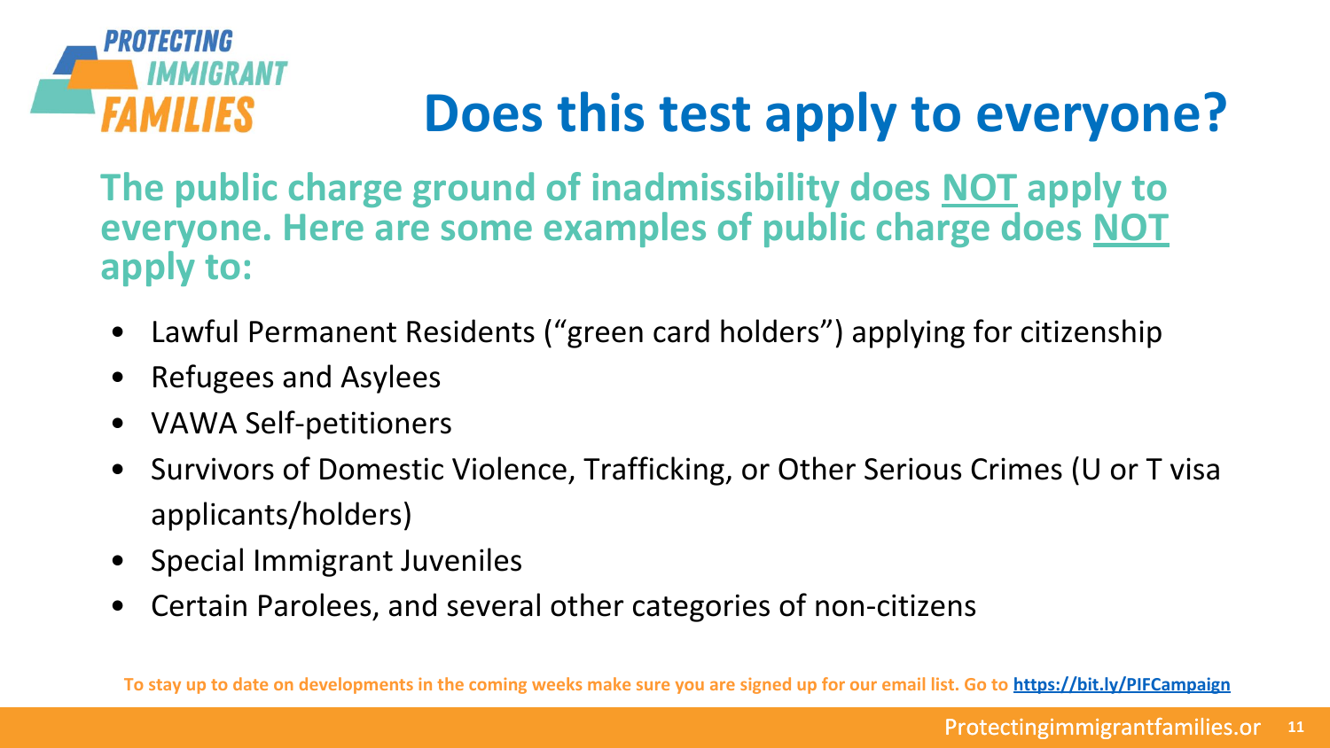# Does this test apply to everyone?

**The public charge ground of inadmissibility does NOT apply to everyone. Here are some examples of public charge does NOT apply to:**

- Lawful Permanent Residents ("green card holders") applying for citizenship
- Refugees and Asylees
- VAWA Self-petitioners
- Survivors of Domestic Violence, Trafficking, or Other Serious Crimes (U or T visa applicants/holders)
- Special Immigrant Juveniles
- Certain Parolees, and several other categories of non-citizens

**To stay up to date on developments in the coming weeks make sure you are signed up for our email list. Go to https://bit.ly/PIFCampaign**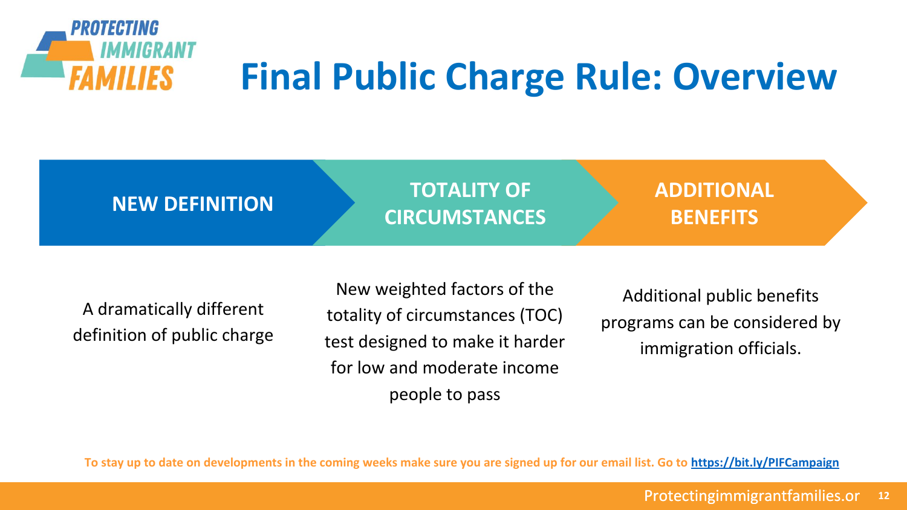# Final Public Charge Rule: Overview

| NEW DEFINITION | TOTALITY OF CIRCUMSTANCES | ADDITIONAL BENEFITS |
| --- | --- | --- |
| A dramatically different definition of public charge | New weighted factors of the totality of circumstances (TOC) test designed to make it harder for low and moderate income people to pass | Additional public benefits programs can be considered by immigration officials. |

**To stay up to date on developments in the coming weeks make sure you are signed up for our email list. Go to https://bit.ly/PIFCampaign**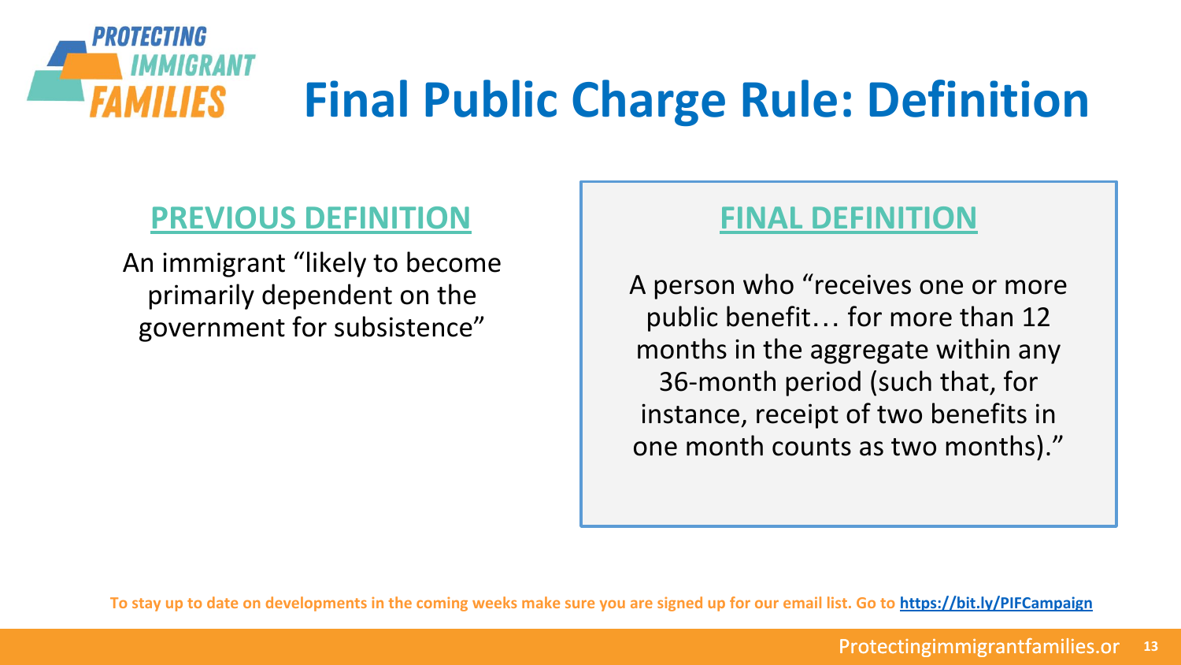# Final Public Charge Rule: Definition

## PREVIOUS DEFINITION

An immigrant "likely to become primarily dependent on the government for subsistence"

## FINAL DEFINITION

A person who "receives one or more public benefit… for more than 12 months in the aggregate within any 36-month period (such that, for instance, receipt of two benefits in one month counts as two months)."

To stay up to date on developments in the coming weeks make sure you are signed up for our email list. Go to https://bit.ly/PIFCampaign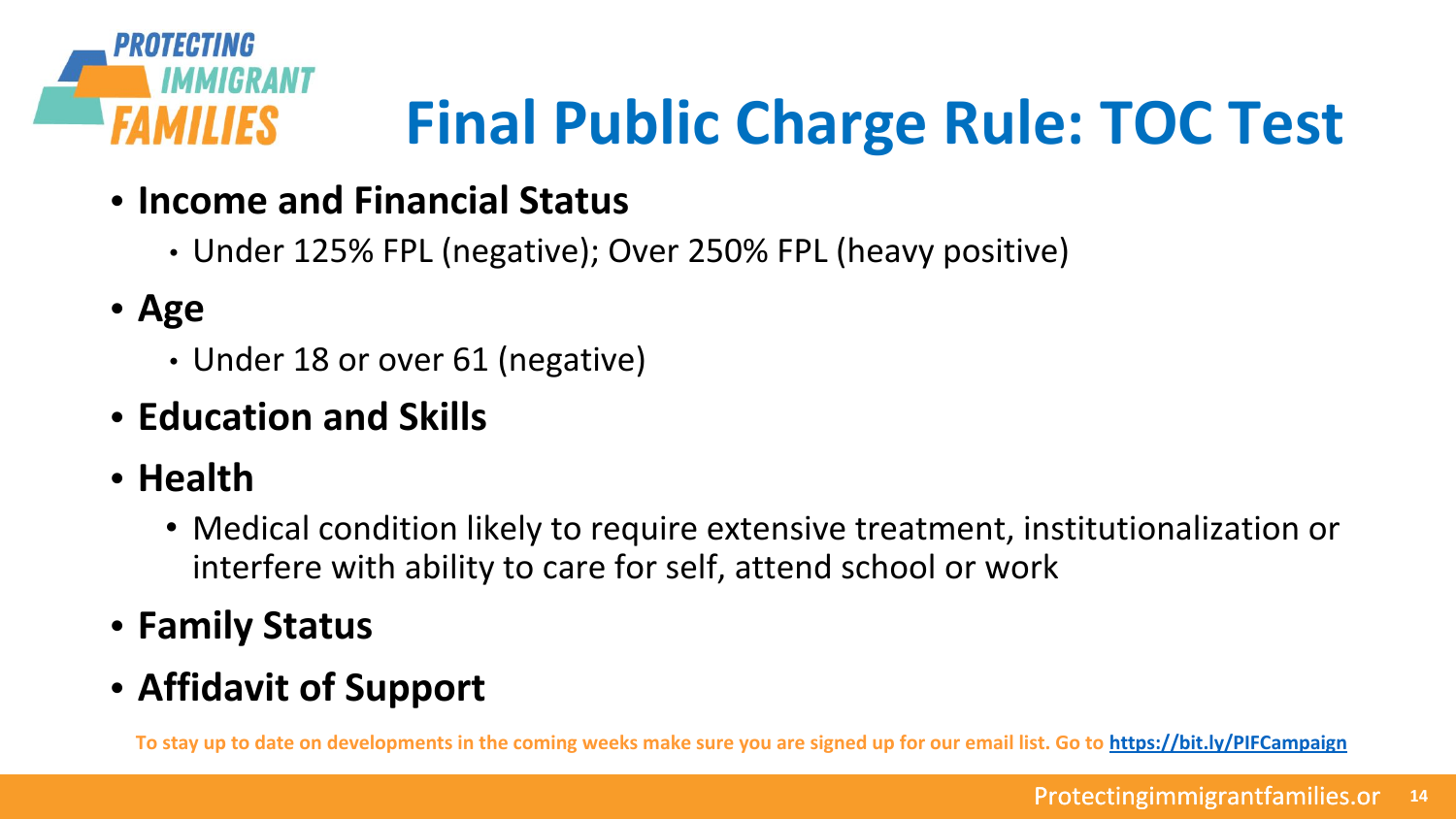# Final Public Charge Rule: TOC Test

- **Income and Financial Status**
  - Under 125% FPL (negative); Over 250% FPL (heavy positive)
- **Age**
  - Under 18 or over 61 (negative)
- **Education and Skills**
- **Health**
  - Medical condition likely to require extensive treatment, institutionalization or interfere with ability to care for self, attend school or work
- **Family Status**
- **Affidavit of Support**

**To stay up to date on developments in the coming weeks make sure you are signed up for our email list. Go to [https://bit.ly/PIFCampaign](https://bit.ly/PIFCampaign)**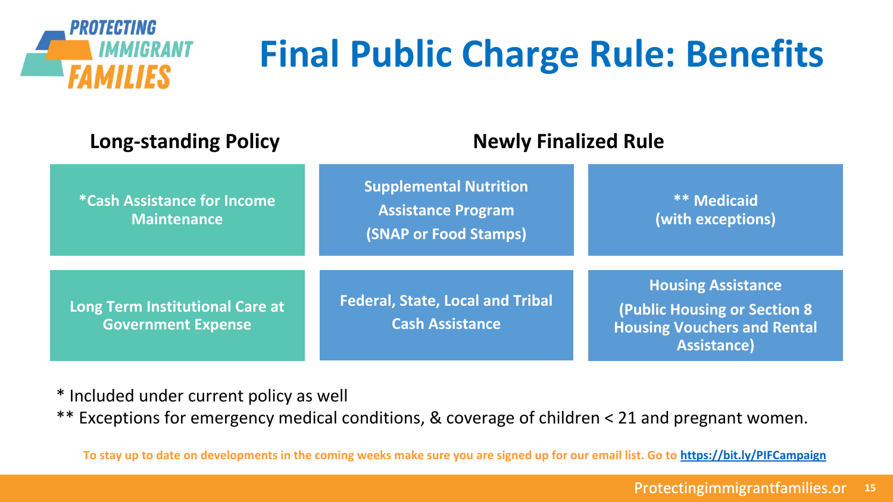# Final Public Charge Rule: Benefits

| Long-standing Policy | Newly Finalized Rule | |
|---|---|---|
| *Cash Assistance for Income Maintenance | Supplemental Nutrition Assistance Program (SNAP or Food Stamps) | ** Medicaid (with exceptions) |
| Long Term Institutional Care at Government Expense | Federal, State, Local and Tribal Cash Assistance | Housing Assistance (Public Housing or Section 8 Housing Vouchers and Rental Assistance) |

\* Included under current policy as well

\*\* Exceptions for emergency medical conditions, & coverage of children < 21 and pregnant women.

**To stay up to date on developments in the coming weeks make sure you are signed up for our email list. Go to https://bit.ly/PIFCampaign**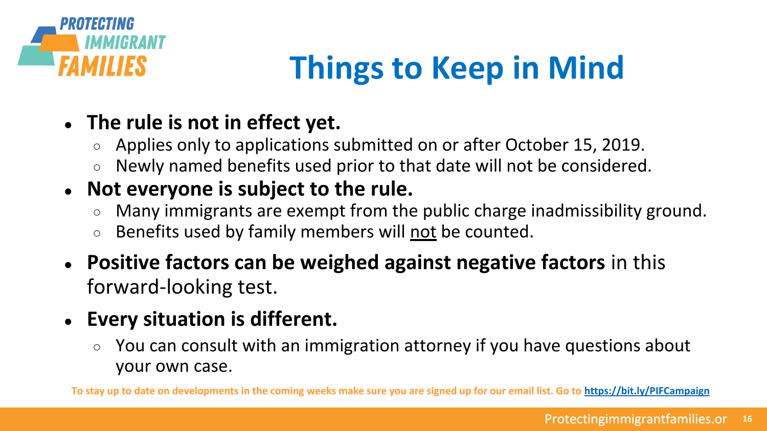# Things to Keep in Mind

- **The rule is not in effect yet.**
  - Applies only to applications submitted on or after October 15, 2019.
  - Newly named benefits used prior to that date will not be considered.
- **Not everyone is subject to the rule.**
  - Many immigrants are exempt from the public charge inadmissibility ground.
  - Benefits used by family members will not be counted.
- **Positive factors can be weighed against negative factors** in this forward-looking test.
- **Every situation is different.**
  - You can consult with an immigration attorney if you have questions about your own case.

**To stay up to date on developments in the coming weeks make sure you are signed up for our email list. Go to [https://bit.ly/PIFCampaign](https://bit.ly/PIFCampaign)**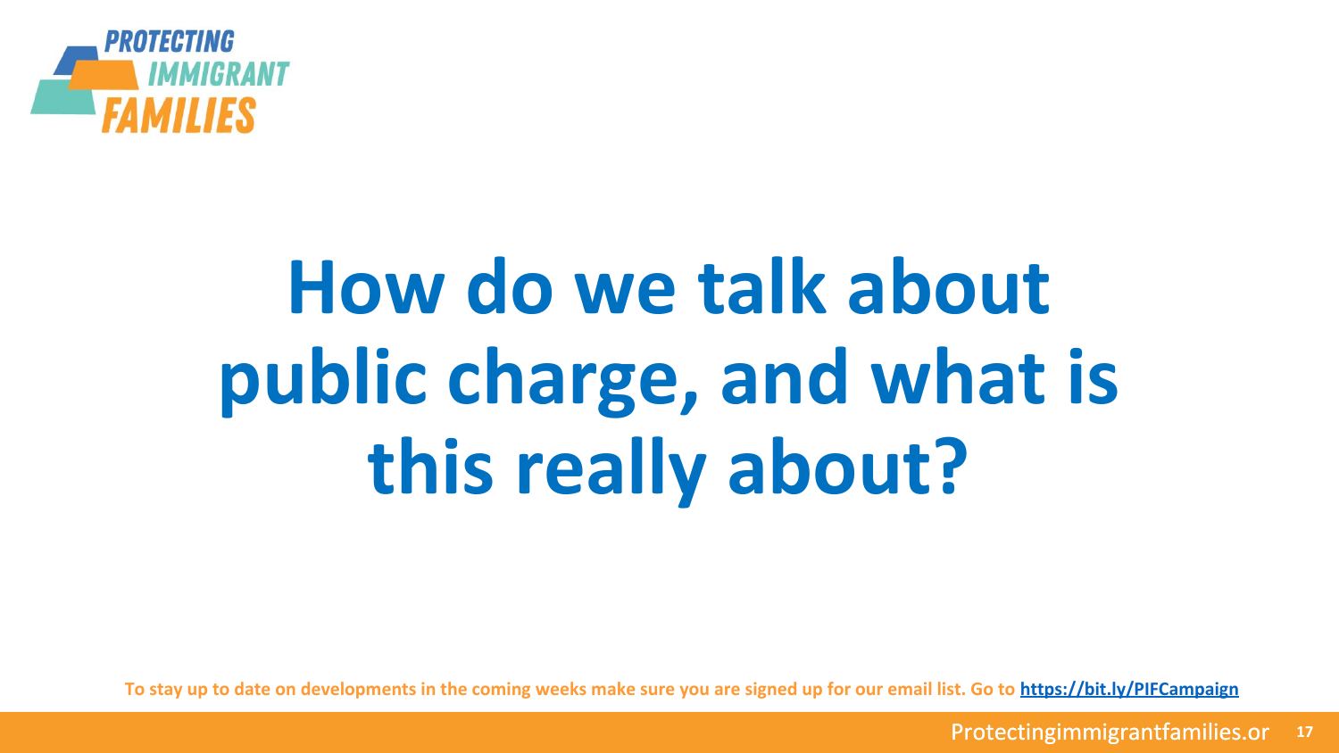# How do we talk about public charge, and what is this really about?

To stay up to date on developments in the coming weeks make sure you are signed up for our email list. Go to https://bit.ly/PIFCampaign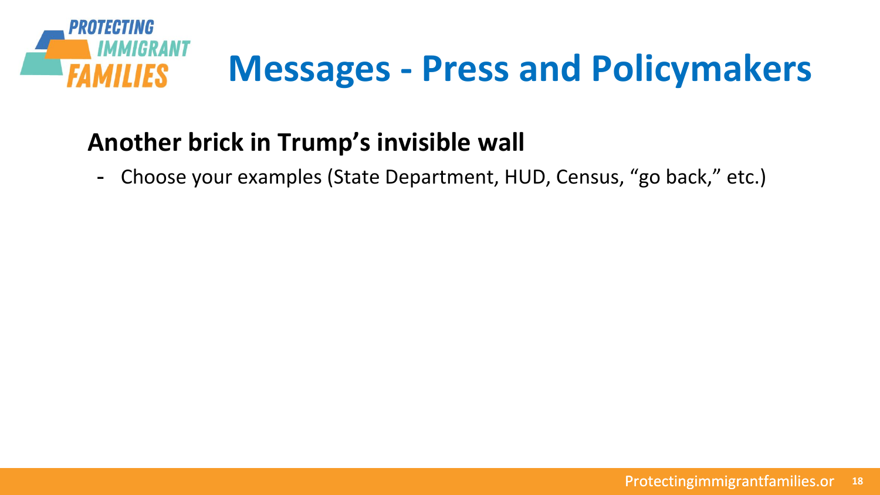# Messages - Press and Policymakers

**Another brick in Trump's invisible wall**

- Choose your examples (State Department, HUD, Census, "go back," etc.)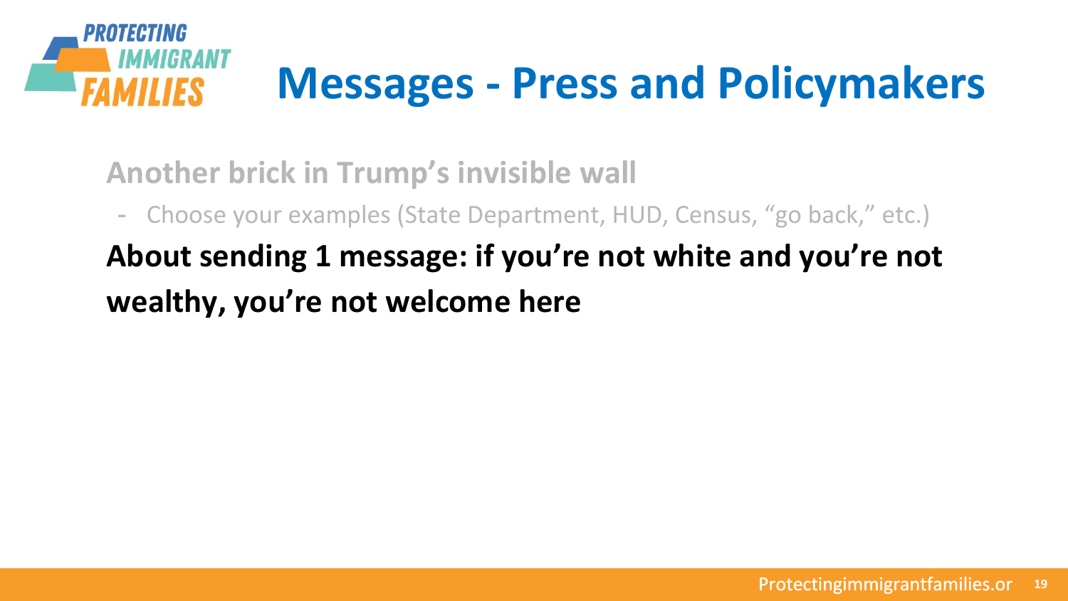# Messages - Press and Policymakers

**Another brick in Trump's invisible wall**

- Choose your examples (State Department, HUD, Census, "go back," etc.)

**About sending 1 message: if you're not white and you're not wealthy, you're not welcome here**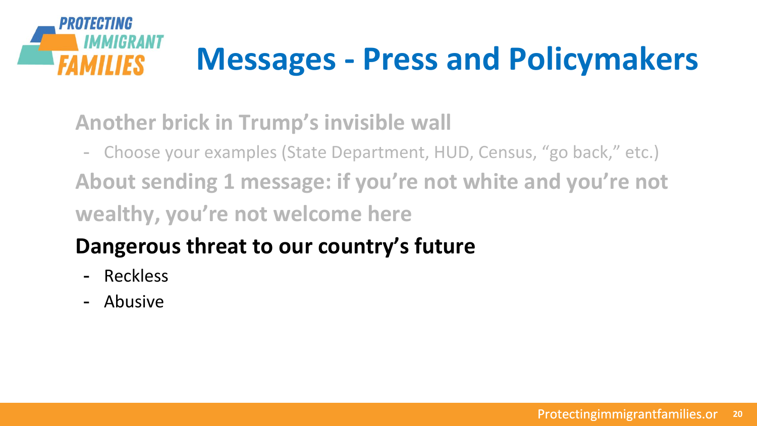# Messages - Press and Policymakers

**Another brick in Trump's invisible wall**

- Choose your examples (State Department, HUD, Census, "go back," etc.)

**About sending 1 message: if you're not white and you're not wealthy, you're not welcome here**

**Dangerous threat to our country's future**

- Reckless
- Abusive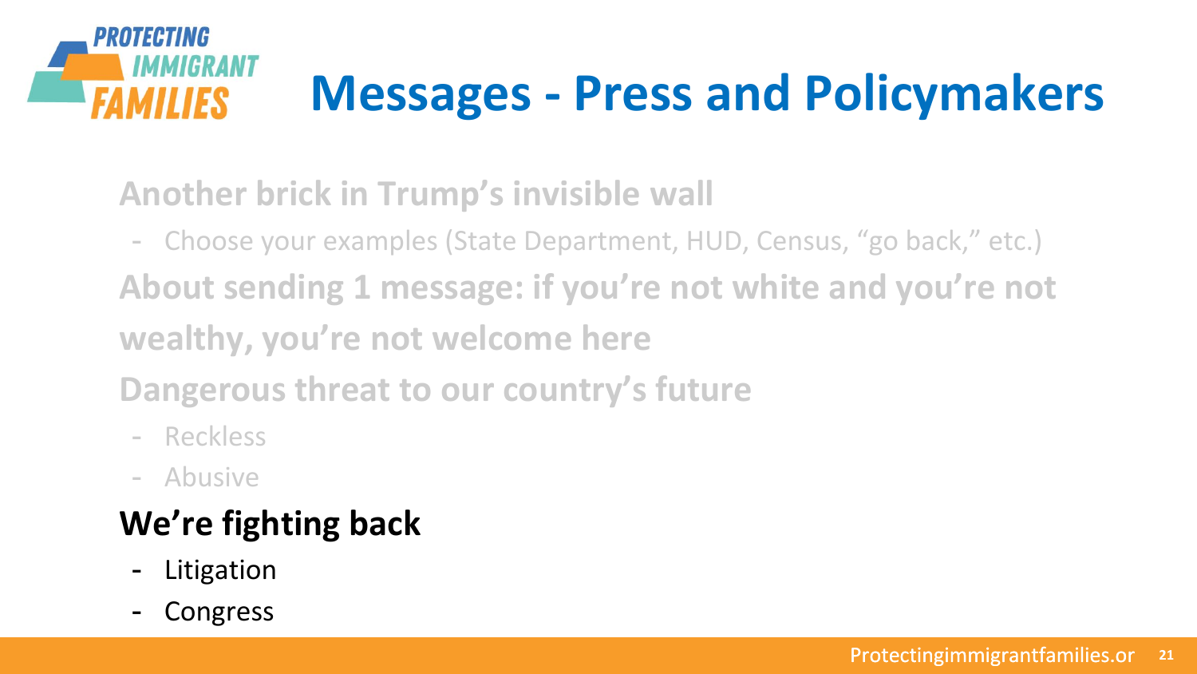# Messages - Press and Policymakers

**Another brick in Trump's invisible wall**

- Choose your examples (State Department, HUD, Census, "go back," etc.)

**About sending 1 message: if you're not white and you're not wealthy, you're not welcome here**

**Dangerous threat to our country's future**

- Reckless
- Abusive

**We're fighting back**

- Litigation
- Congress

Protectingimmigrantfamilies.or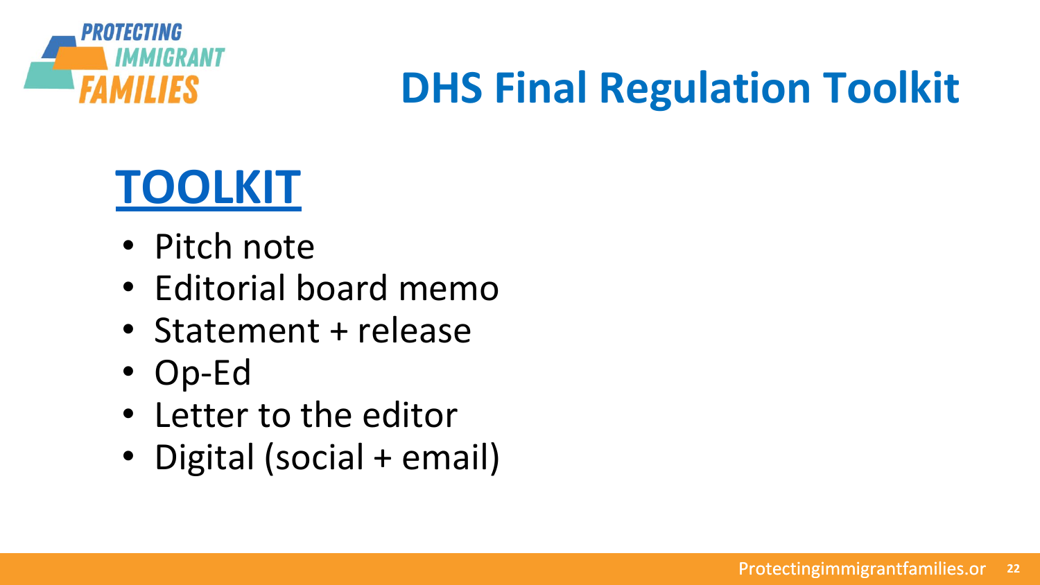# DHS Final Regulation Toolkit

## TOOLKIT

- Pitch note
- Editorial board memo
- Statement + release
- Op-Ed
- Letter to the editor
- Digital (social + email)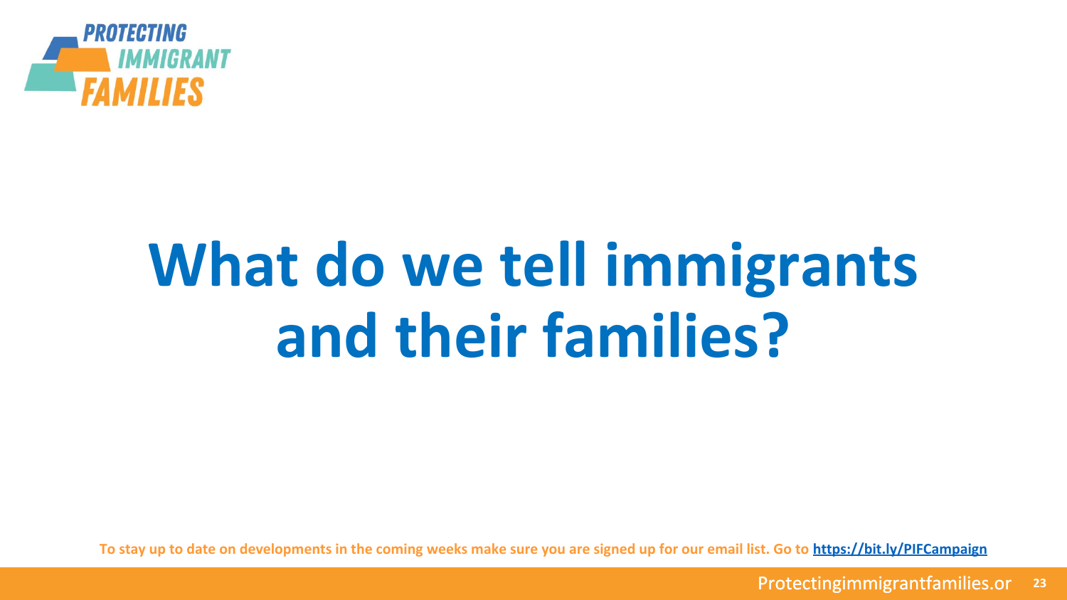# What do we tell immigrants and their families?

To stay up to date on developments in the coming weeks make sure you are signed up for our email list. Go to **https://bit.ly/PIFCampaign**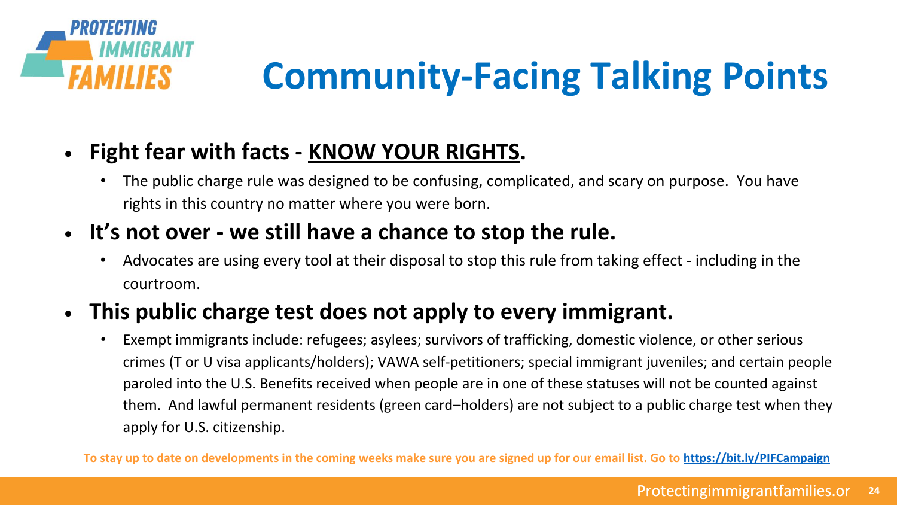# Community-Facing Talking Points

- **Fight fear with facts - <u>KNOW YOUR RIGHTS</u>.**
  - The public charge rule was designed to be confusing, complicated, and scary on purpose. You have rights in this country no matter where you were born.
- **It's not over - we still have a chance to stop the rule.**
  - Advocates are using every tool at their disposal to stop this rule from taking effect - including in the courtroom.
- **This public charge test does not apply to every immigrant.**
  - Exempt immigrants include: refugees; asylees; survivors of trafficking, domestic violence, or other serious crimes (T or U visa applicants/holders); VAWA self-petitioners; special immigrant juveniles; and certain people paroled into the U.S. Benefits received when people are in one of these statuses will not be counted against them. And lawful permanent residents (green card–holders) are not subject to a public charge test when they apply for U.S. citizenship.

**To stay up to date on developments in the coming weeks make sure you are signed up for our email list. Go to [https://bit.ly/PIFCampaign](https://bit.ly/PIFCampaign)**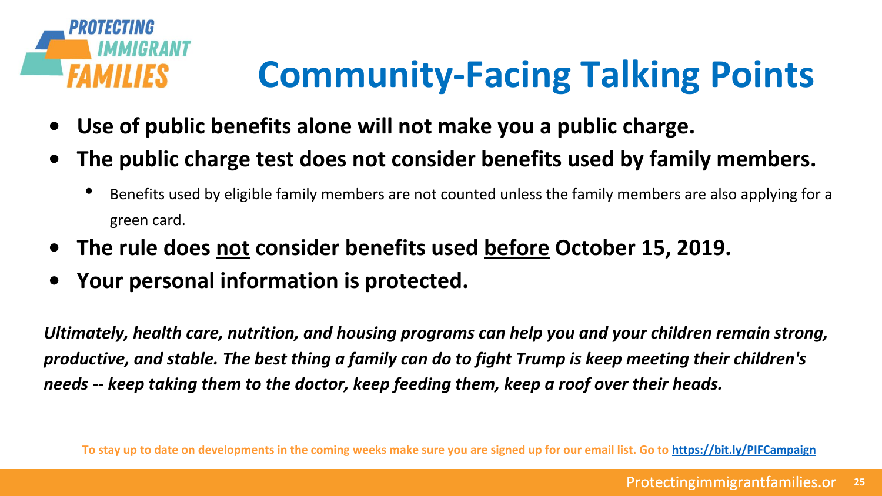# Community-Facing Talking Points

- **Use of public benefits alone will not make you a public charge.**
- **The public charge test does not consider benefits used by family members.**
  - Benefits used by eligible family members are not counted unless the family members are also applying for a green card.
- **The rule does <u>not</u> consider benefits used <u>before</u> October 15, 2019.**
- **Your personal information is protected.**

***Ultimately, health care, nutrition, and housing programs can help you and your children remain strong, productive, and stable. The best thing a family can do to fight Trump is keep meeting their children's needs -- keep taking them to the doctor, keep feeding them, keep a roof over their heads.***

**To stay up to date on developments in the coming weeks make sure you are signed up for our email list. Go to [https://bit.ly/PIFCampaign](https://bit.ly/PIFCampaign)**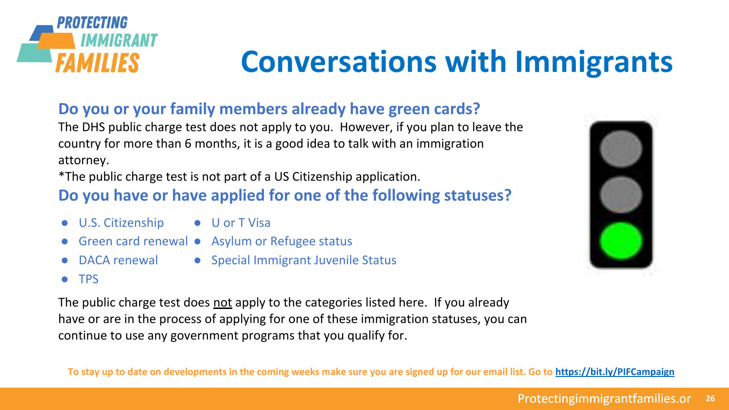# Conversations with Immigrants

## Do you or your family members already have green cards?

The DHS public charge test does not apply to you. However, if you plan to leave the country for more than 6 months, it is a good idea to talk with an immigration attorney.

*The public charge test is not part of a US Citizenship application.

## Do you have or have applied for one of the following statuses?

- U.S. Citizenship
- Green card renewal
- DACA renewal
- TPS
- U or T Visa
- Asylum or Refugee status
- Special Immigrant Juvenile Status

The public charge test does not apply to the categories listed here. If you already have or are in the process of applying for one of these immigration statuses, you can continue to use any government programs that you qualify for.

**To stay up to date on developments in the coming weeks make sure you are signed up for our email list. Go to https://bit.ly/PIFCampaign**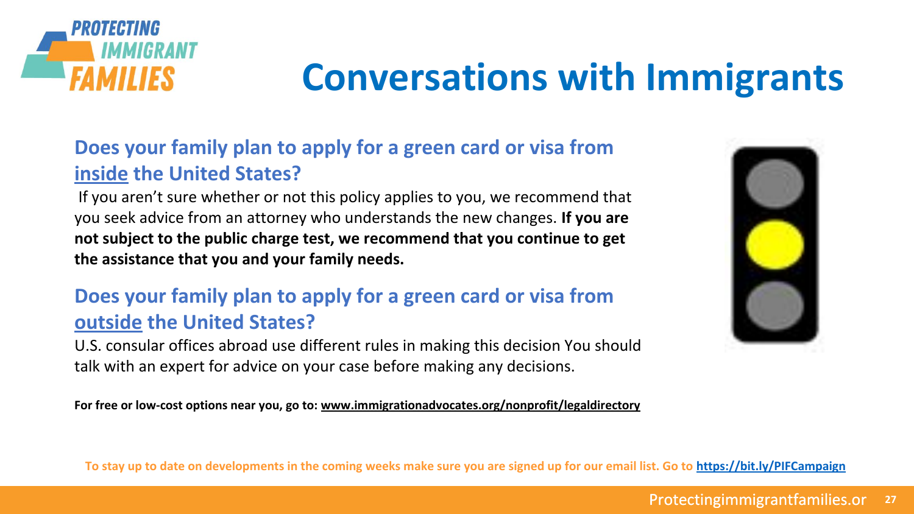# Conversations with Immigrants

## Does your family plan to apply for a green card or visa from <u>inside</u> the United States?

If you aren't sure whether or not this policy applies to you, we recommend that you seek advice from an attorney who understands the new changes. **If you are not subject to the public charge test, we recommend that you continue to get the assistance that you and your family needs.**

## Does your family plan to apply for a green card or visa from <u>outside</u> the United States?

U.S. consular offices abroad use different rules in making this decision You should talk with an expert for advice on your case before making any decisions.

**For free or low-cost options near you, go to: www.immigrationadvocates.org/nonprofit/legaldirectory**

**To stay up to date on developments in the coming weeks make sure you are signed up for our email list. Go to https://bit.ly/PIFCampaign**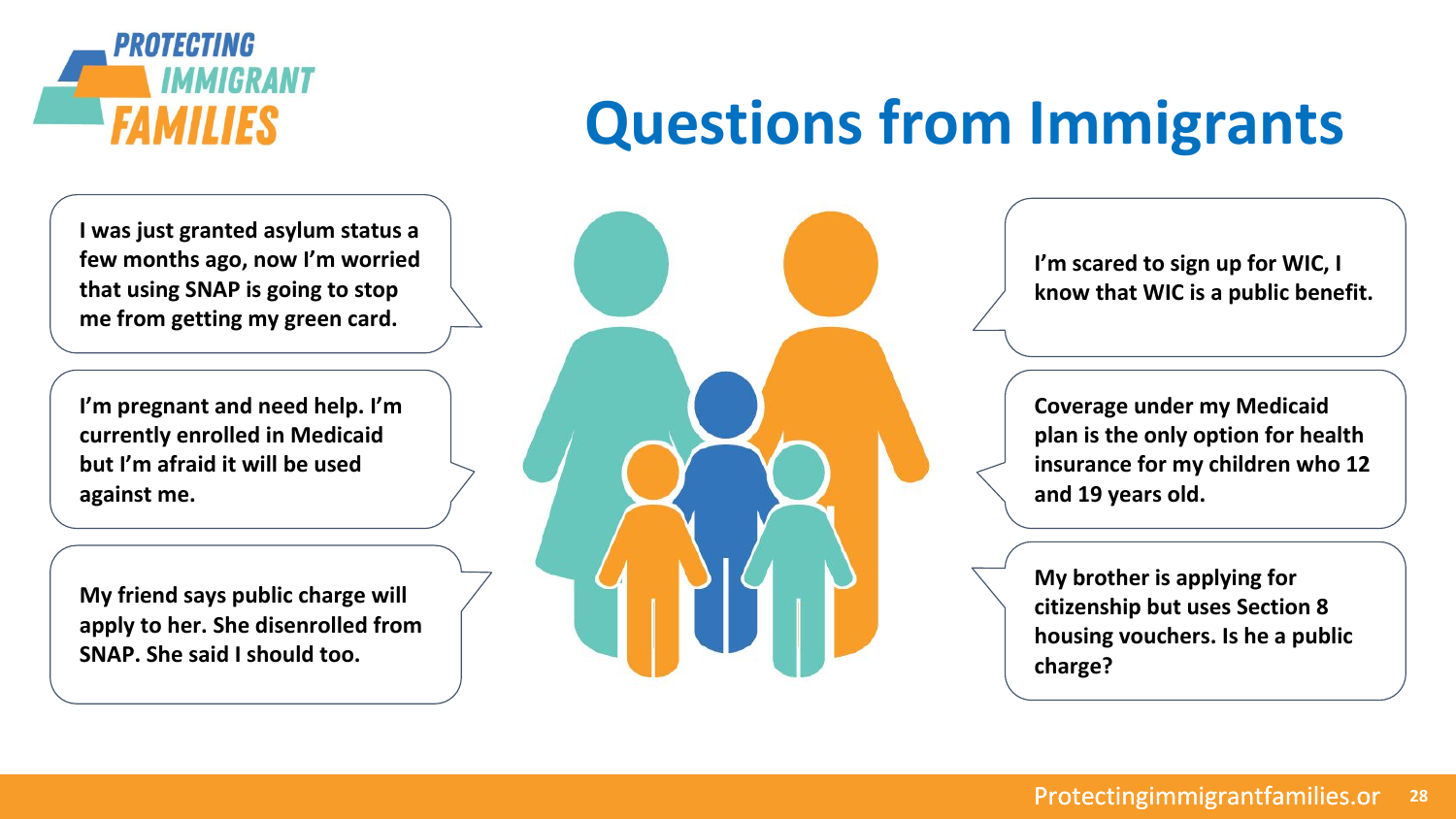# Questions from Immigrants

I was just granted asylum status a few months ago, now I'm worried that using SNAP is going to stop me from getting my green card.

I'm pregnant and need help. I'm currently enrolled in Medicaid but I'm afraid it will be used against me.

My friend says public charge will apply to her. She disenrolled from SNAP. She said I should too.

I'm scared to sign up for WIC, I know that WIC is a public benefit.

Coverage under my Medicaid plan is the only option for health insurance for my children who 12 and 19 years old.

My brother is applying for citizenship but uses Section 8 housing vouchers. Is he a public charge?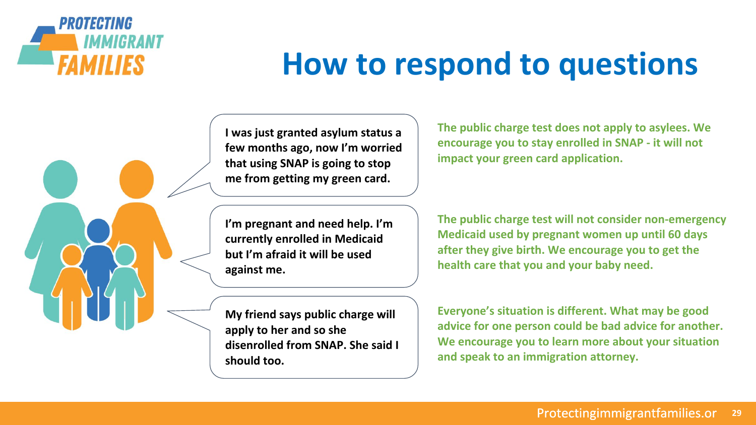# How to respond to questions

**I was just granted asylum status a few months ago, now I'm worried that using SNAP is going to stop me from getting my green card.**

**The public charge test does not apply to asylees. We encourage you to stay enrolled in SNAP - it will not impact your green card application.**

**I'm pregnant and need help. I'm currently enrolled in Medicaid but I'm afraid it will be used against me.**

**The public charge test will not consider non-emergency Medicaid used by pregnant women up until 60 days after they give birth. We encourage you to get the health care that you and your baby need.**

**My friend says public charge will apply to her and so she disenrolled from SNAP. She said I should too.**

**Everyone's situation is different. What may be good advice for one person could be bad advice for another. We encourage you to learn more about your situation and speak to an immigration attorney.**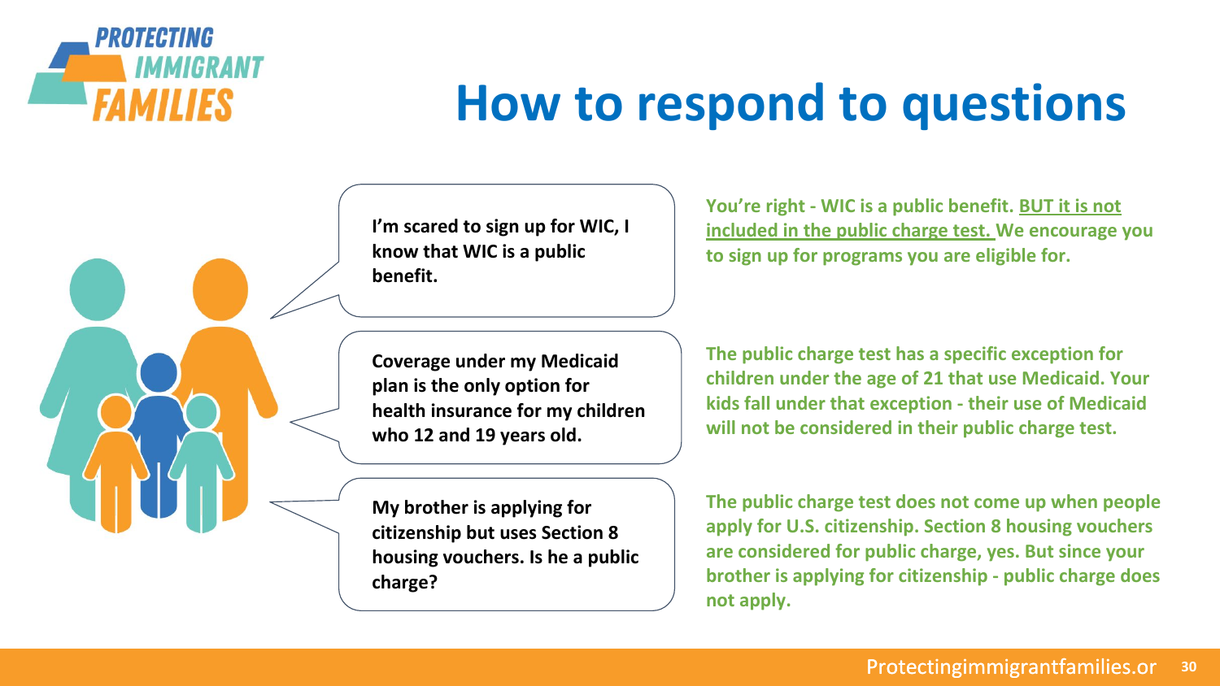# How to respond to questions

**I'm scared to sign up for WIC, I know that WIC is a public benefit.**

**You're right - WIC is a public benefit. BUT it is not included in the public charge test. We encourage you to sign up for programs you are eligible for.**

**Coverage under my Medicaid plan is the only option for health insurance for my children who 12 and 19 years old.**

**The public charge test has a specific exception for children under the age of 21 that use Medicaid. Your kids fall under that exception - their use of Medicaid will not be considered in their public charge test.**

**My brother is applying for citizenship but uses Section 8 housing vouchers. Is he a public charge?**

**The public charge test does not come up when people apply for U.S. citizenship. Section 8 housing vouchers are considered for public charge, yes. But since your brother is applying for citizenship - public charge does not apply.**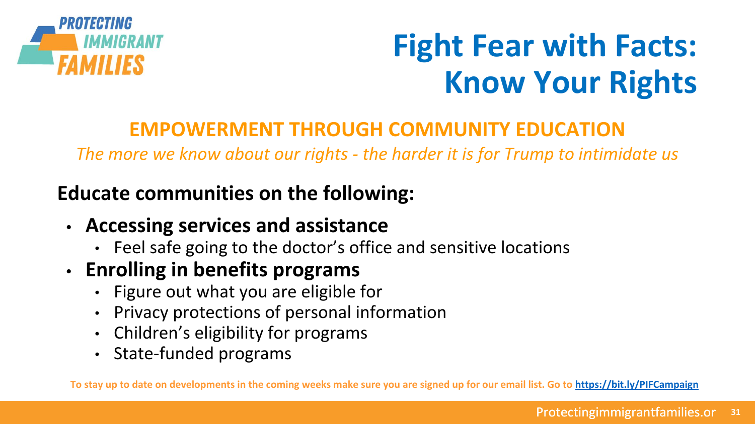# Fight Fear with Facts: Know Your Rights

## EMPOWERMENT THROUGH COMMUNITY EDUCATION

*The more we know about our rights - the harder it is for Trump to intimidate us*

**Educate communities on the following:**

- **Accessing services and assistance**
  - Feel safe going to the doctor's office and sensitive locations
- **Enrolling in benefits programs**
  - Figure out what you are eligible for
  - Privacy protections of personal information
  - Children's eligibility for programs
  - State-funded programs

**To stay up to date on developments in the coming weeks make sure you are signed up for our email list. Go to https://bit.ly/PIFCampaign**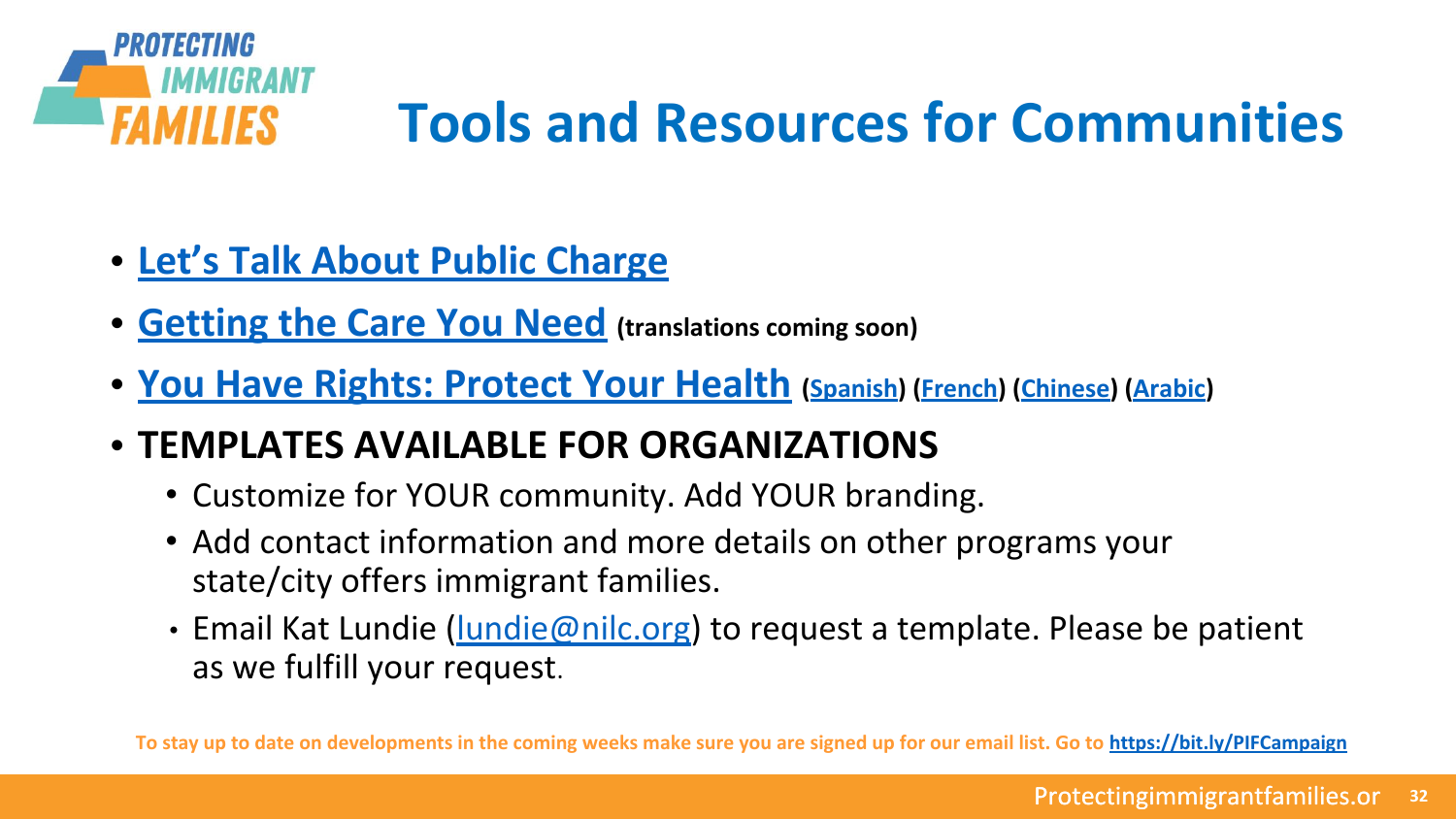# Tools and Resources for Communities

- **Let's Talk About Public Charge**
- **Getting the Care You Need** **(translations coming soon)**
- **You Have Rights: Protect Your Health** **(Spanish) (French) (Chinese) (Arabic)**
- **TEMPLATES AVAILABLE FOR ORGANIZATIONS**
  - Customize for YOUR community. Add YOUR branding.
  - Add contact information and more details on other programs your state/city offers immigrant families.
  - Email Kat Lundie (lundie@nilc.org) to request a template. Please be patient as we fulfill your request.

**To stay up to date on developments in the coming weeks make sure you are signed up for our email list. Go to https://bit.ly/PIFCampaign**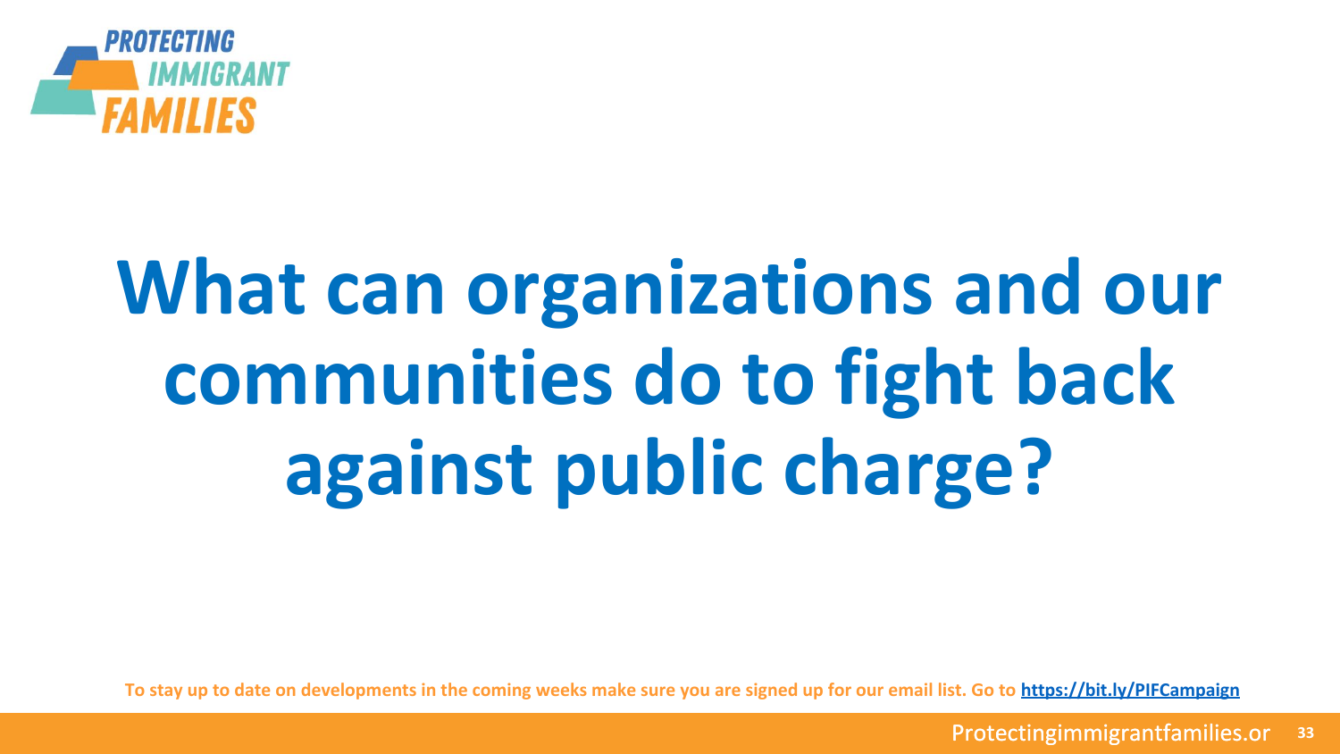# What can organizations and our communities do to fight back against public charge?

**To stay up to date on developments in the coming weeks make sure you are signed up for our email list. Go to [https://bit.ly/PIFCampaign](https://bit.ly/PIFCampaign)**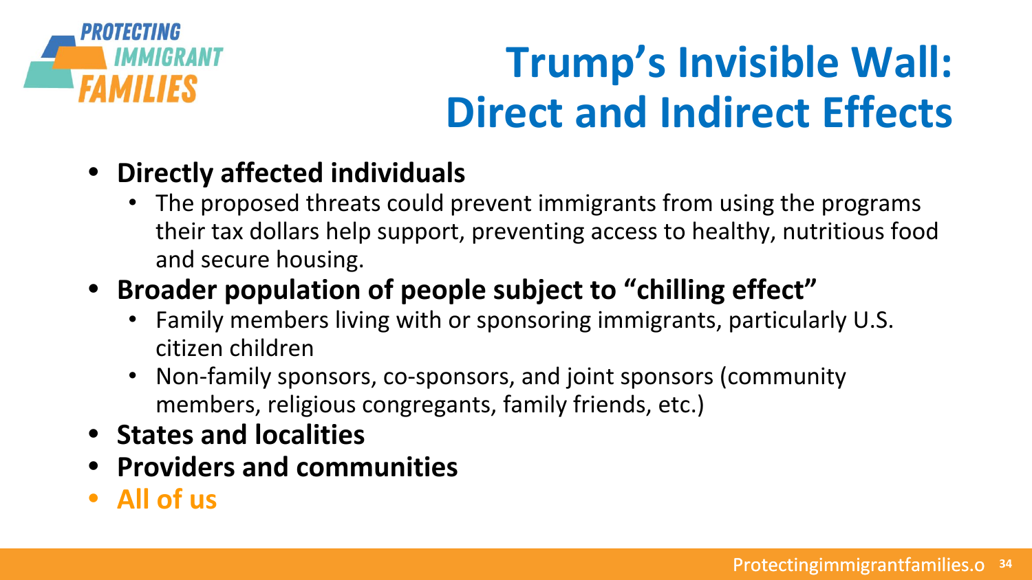# Trump's Invisible Wall: Direct and Indirect Effects

- **Directly affected individuals**
  - The proposed threats could prevent immigrants from using the programs their tax dollars help support, preventing access to healthy, nutritious food and secure housing.
- **Broader population of people subject to "chilling effect"**
  - Family members living with or sponsoring immigrants, particularly U.S. citizen children
  - Non-family sponsors, co-sponsors, and joint sponsors (community members, religious congregants, family friends, etc.)
- **States and localities**
- **Providers and communities**
- **All of us**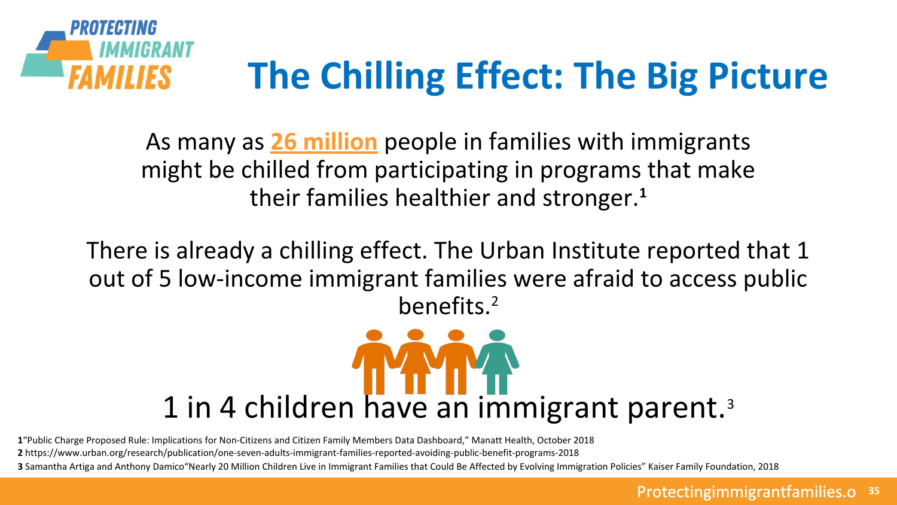# The Chilling Effect: The Big Picture

As many as **26 million** people in families with immigrants might be chilled from participating in programs that make their families healthier and stronger.[1]

There is already a chilling effect. The Urban Institute reported that 1 out of 5 low-income immigrant families were afraid to access public benefits.[2]

1 in 4 children have an immigrant parent.[3]

**1** "Public Charge Proposed Rule: Implications for Non-Citizens and Citizen Family Members Data Dashboard," Manatt Health, October 2018
**2** https://www.urban.org/research/publication/one-seven-adults-immigrant-families-reported-avoiding-public-benefit-programs-2018
**3** Samantha Artiga and Anthony Damico"Nearly 20 Million Children Live in Immigrant Families that Could Be Affected by Evolving Immigration Policies" Kaiser Family Foundation, 2018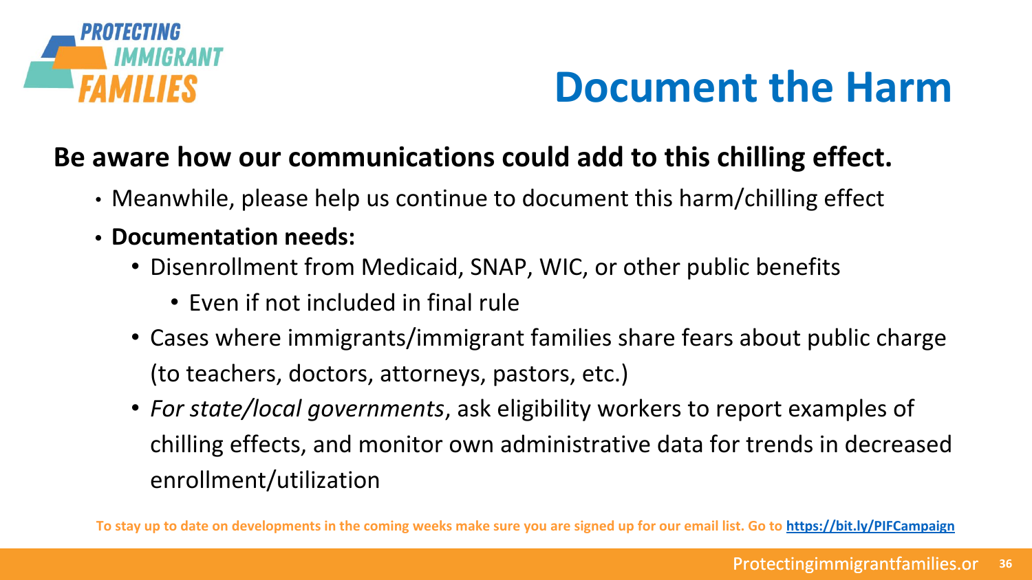# Document the Harm

**Be aware how our communications could add to this chilling effect.**

- Meanwhile, please help us continue to document this harm/chilling effect
- **Documentation needs:**
  - Disenrollment from Medicaid, SNAP, WIC, or other public benefits
    - Even if not included in final rule
  - Cases where immigrants/immigrant families share fears about public charge (to teachers, doctors, attorneys, pastors, etc.)
  - *For state/local governments*, ask eligibility workers to report examples of chilling effects, and monitor own administrative data for trends in decreased enrollment/utilization

**To stay up to date on developments in the coming weeks make sure you are signed up for our email list. Go to https://bit.ly/PIFCampaign**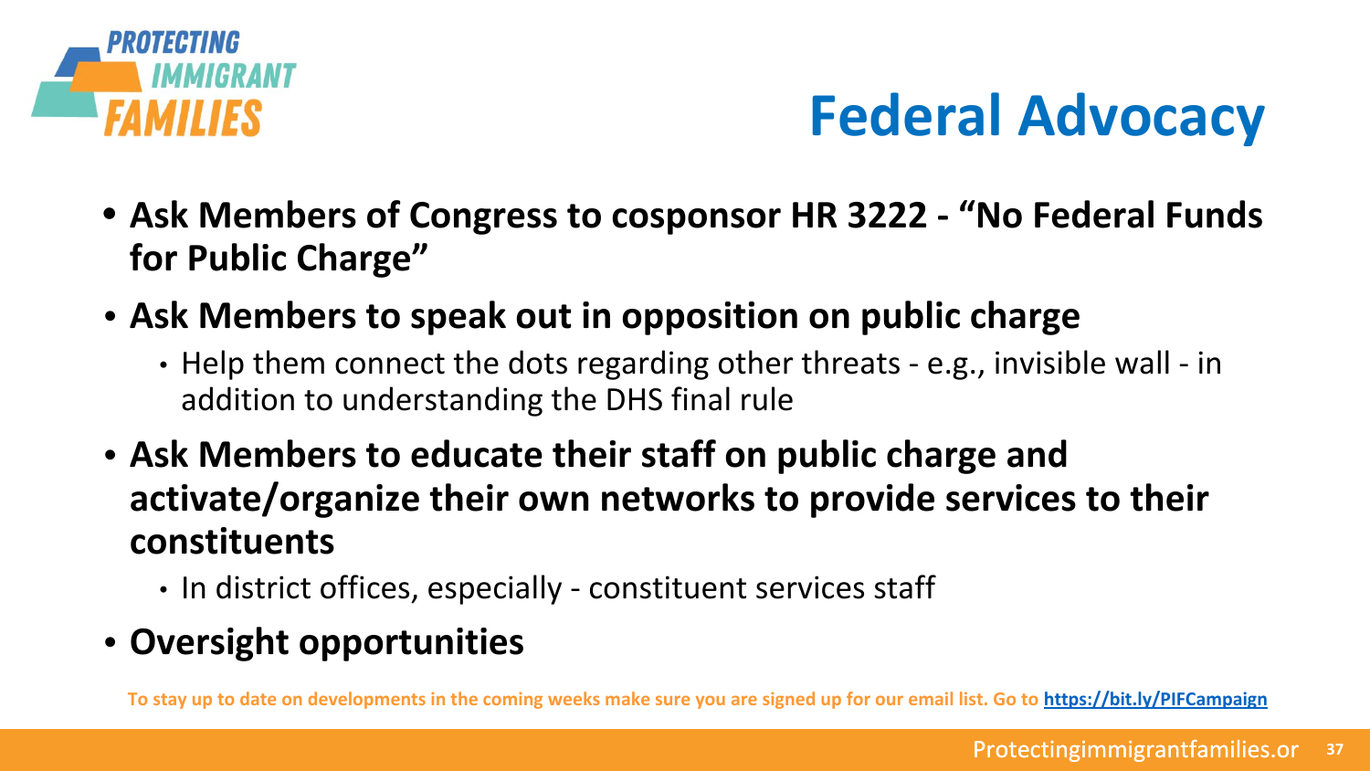# Federal Advocacy

- **Ask Members of Congress to cosponsor HR 3222 - "No Federal Funds for Public Charge"**
- **Ask Members to speak out in opposition on public charge**
  - Help them connect the dots regarding other threats - e.g., invisible wall - in addition to understanding the DHS final rule
- **Ask Members to educate their staff on public charge and activate/organize their own networks to provide services to their constituents**
  - In district offices, especially - constituent services staff
- **Oversight opportunities**

**To stay up to date on developments in the coming weeks make sure you are signed up for our email list. Go to https://bit.ly/PIFCampaign**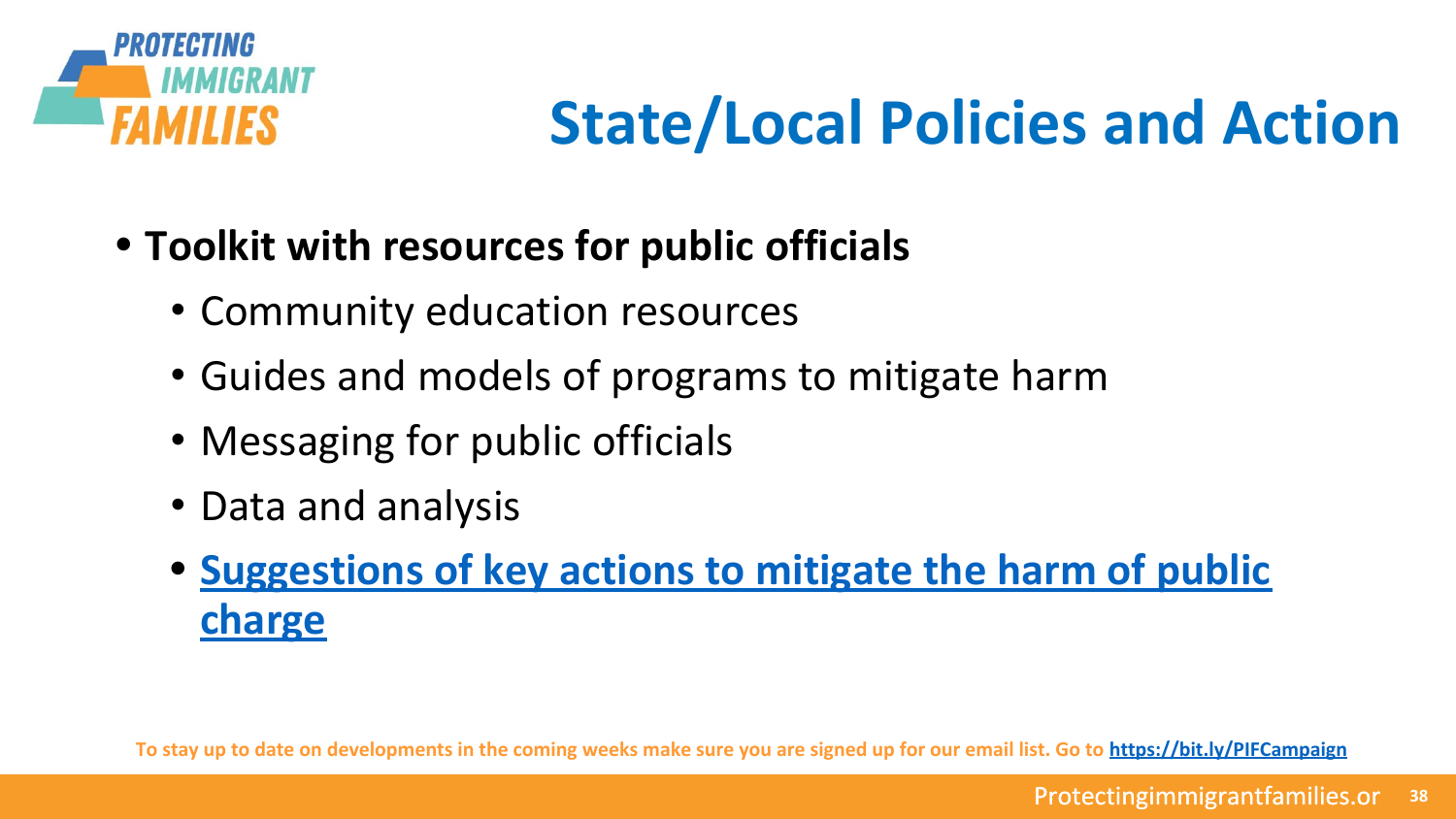# State/Local Policies and Action

- **Toolkit with resources for public officials**
  - Community education resources
  - Guides and models of programs to mitigate harm
  - Messaging for public officials
  - Data and analysis
  - **Suggestions of key actions to mitigate the harm of public charge**

To stay up to date on developments in the coming weeks make sure you are signed up for our email list. Go to https://bit.ly/PIFCampaign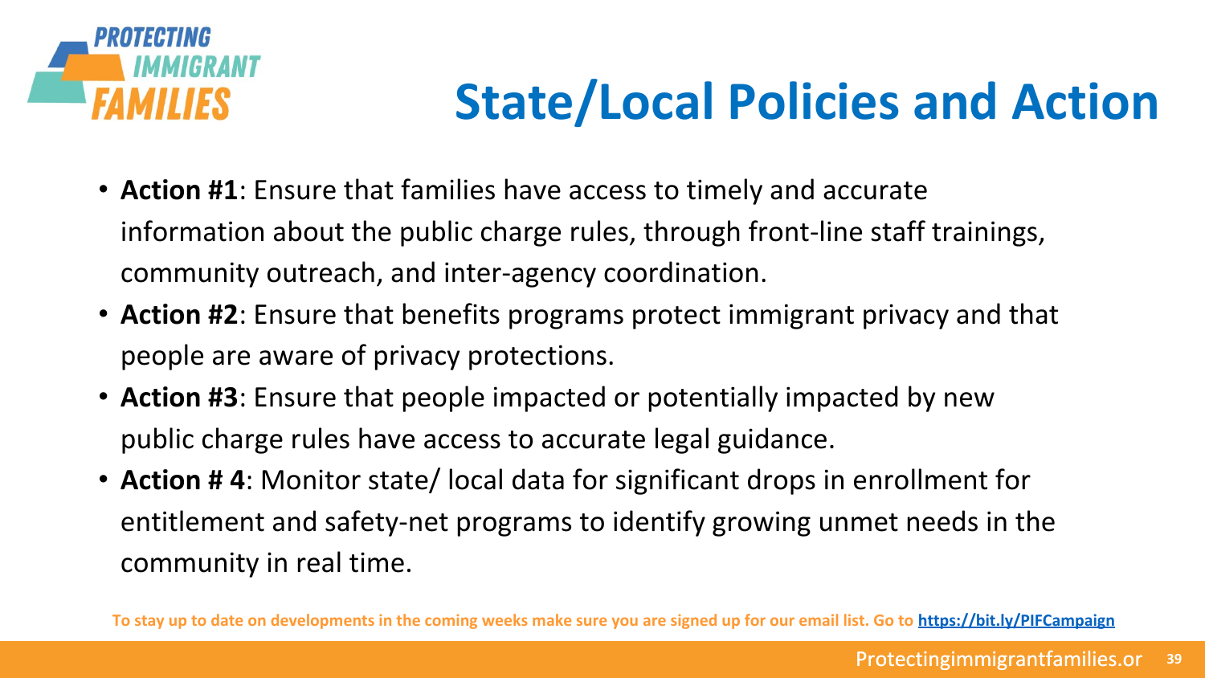# State/Local Policies and Action

- **Action #1**: Ensure that families have access to timely and accurate information about the public charge rules, through front-line staff trainings, community outreach, and inter-agency coordination.
- **Action #2**: Ensure that benefits programs protect immigrant privacy and that people are aware of privacy protections.
- **Action #3**: Ensure that people impacted or potentially impacted by new public charge rules have access to accurate legal guidance.
- **Action # 4**: Monitor state/ local data for significant drops in enrollment for entitlement and safety-net programs to identify growing unmet needs in the community in real time.

**To stay up to date on developments in the coming weeks make sure you are signed up for our email list. Go to [https://bit.ly/PIFCampaign](https://bit.ly/PIFCampaign)**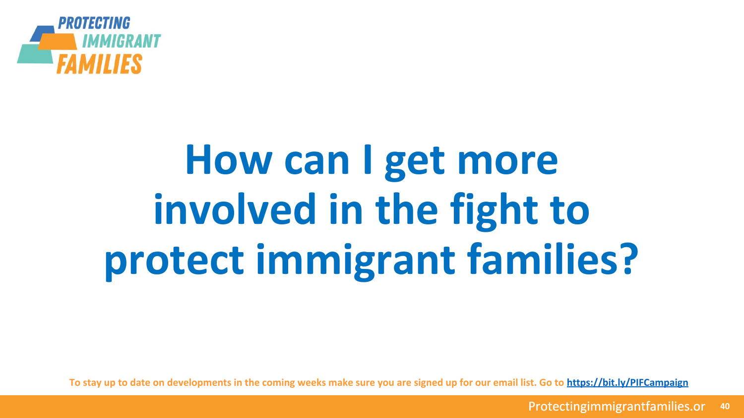# How can I get more involved in the fight to protect immigrant families?

**To stay up to date on developments in the coming weeks make sure you are signed up for our email list. Go to [https://bit.ly/PIFCampaign](https://bit.ly/PIFCampaign)**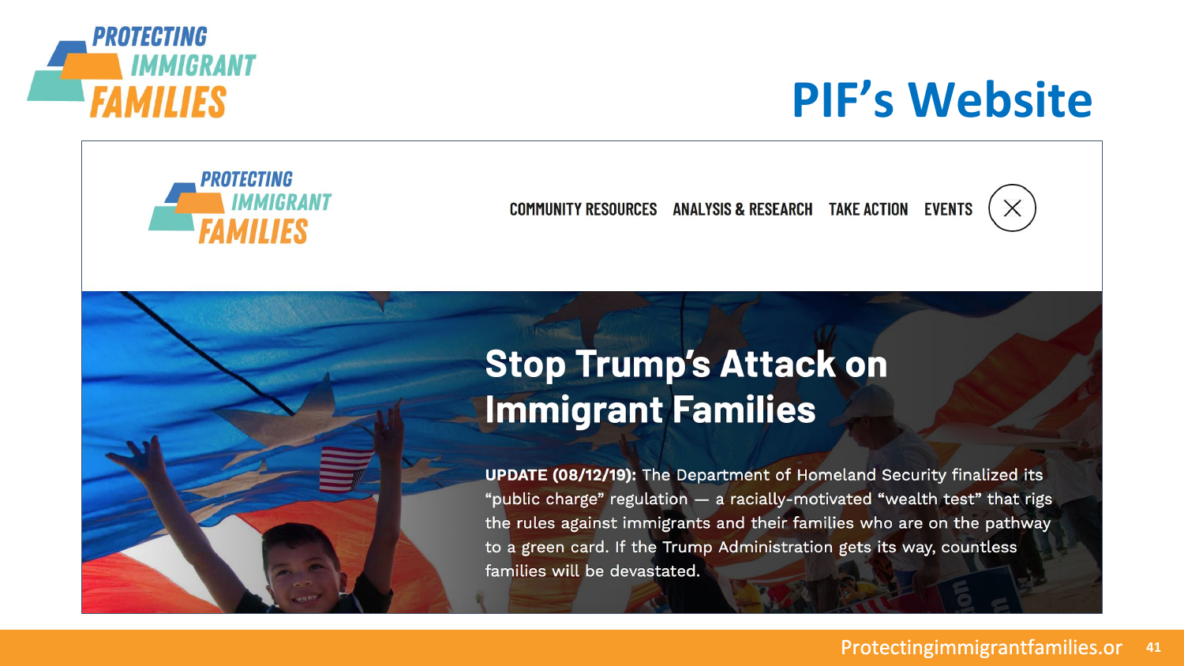# PIF's Website

PROTECTING IMMIGRANT FAMILIES

COMMUNITY RESOURCES ANALYSIS & RESEARCH TAKE ACTION EVENTS

## Stop Trump's Attack on Immigrant Families

**UPDATE (08/12/19):** The Department of Homeland Security finalized its "public charge" regulation — a racially-motivated "wealth test" that rigs the rules against immigrants and their families who are on the pathway to a green card. If the Trump Administration gets its way, countless families will be devastated.

Protectingimmigrantfamilies.or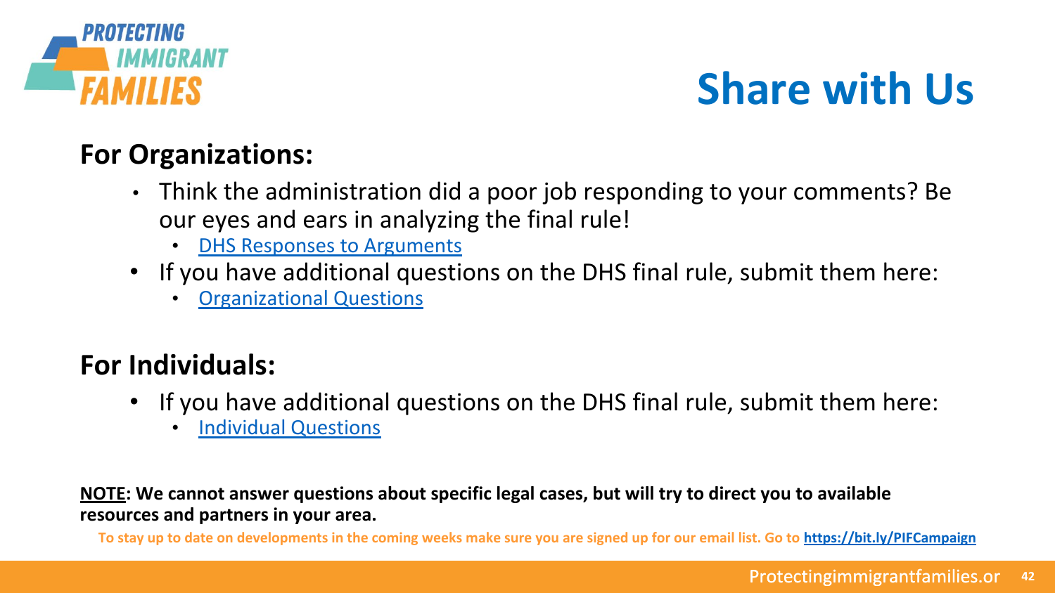# Share with Us

## For Organizations:

- Think the administration did a poor job responding to your comments? Be our eyes and ears in analyzing the final rule!
  - DHS Responses to Arguments
- If you have additional questions on the DHS final rule, submit them here:
  - Organizational Questions

## For Individuals:

- If you have additional questions on the DHS final rule, submit them here:
  - Individual Questions

**NOTE: We cannot answer questions about specific legal cases, but will try to direct you to available resources and partners in your area.**

**To stay up to date on developments in the coming weeks make sure you are signed up for our email list. Go to https://bit.ly/PIFCampaign**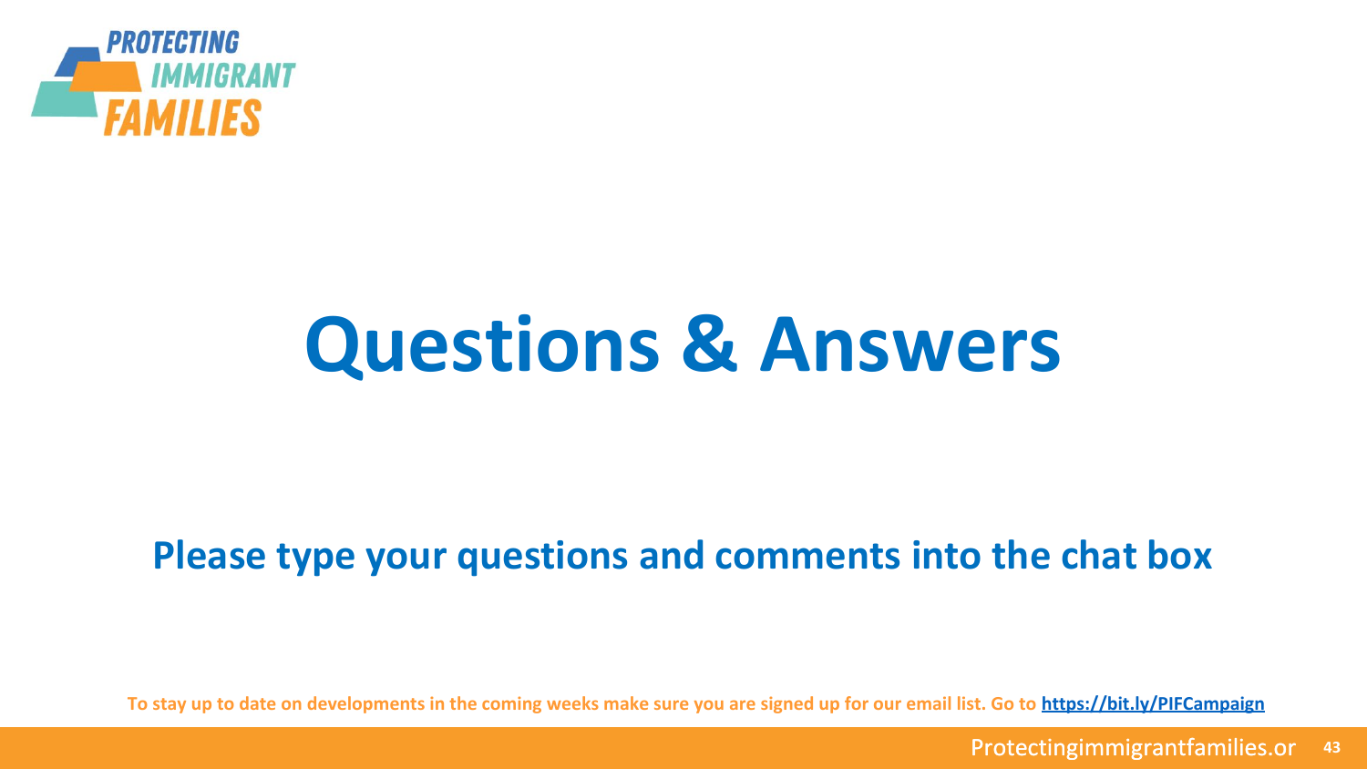PROTECTING IMMIGRANT FAMILIES

# Questions & Answers

**Please type your questions and comments into the chat box**

**To stay up to date on developments in the coming weeks make sure you are signed up for our email list. Go to https://bit.ly/PIFCampaign**

Protectingimmigrantfamilies.or